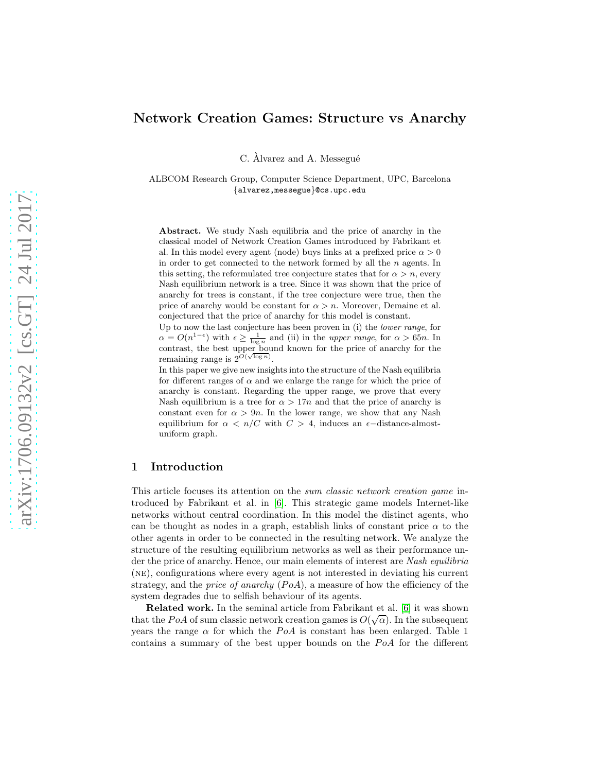# Network Creation Games: Structure vs Anarchy

C. Àlvarez and A. Messegué

ALBCOM Research Group, Computer Science Department, UPC, Barcelona
{alvarez,messegue}@cs.upc.edu

**Abstract.** We study Nash equilibria and the price of anarchy in the classical model of Network Creation Games introduced by Fabrikant et al. In this model every agent (node) buys links at a prefixed price $\alpha > 0$ in order to get connected to the network formed by all the $n$ agents. In this setting, the reformulated tree conjecture states that for $\alpha > n$, every Nash equilibrium network is a tree. Since it was shown that the price of anarchy for trees is constant, if the tree conjecture were true, then the price of anarchy would be constant for $\alpha > n$. Moreover, Demaine et al. conjectured that the price of anarchy for this model is constant.

Up to now the last conjecture has been proven in (i) the *lower range*, for $\alpha = O(n^{1-\epsilon})$ with $\epsilon \geq \frac{1}{\log n}$ and (ii) in the *upper range*, for $\alpha > 65n$. In contrast, the best upper bound known for the price of anarchy for the remaining range is $2^{O(\sqrt{\log n})}$.

In this paper we give new insights into the structure of the Nash equilibria for different ranges of $\alpha$ and we enlarge the range for which the price of anarchy is constant. Regarding the upper range, we prove that every Nash equilibrium is a tree for $\alpha > 17n$ and that the price of anarchy is constant even for $\alpha > 9n$. In the lower range, we show that any Nash equilibrium for $\alpha < n/C$ with $C > 4$, induces an $\epsilon-$distance-almost-uniform graph.

## 1 Introduction

This article focuses its attention on the *sum classic network creation game* introduced by Fabrikant et al. in [6]. This strategic game models Internet-like networks without central coordination. In this model the distinct agents, who can be thought as nodes in a graph, establish links of constant price $\alpha$ to the other agents in order to be connected in the resulting network. We analyze the structure of the resulting equilibrium networks as well as their performance under the price of anarchy. Hence, our main elements of interest are *Nash equilibria* (NE), configurations where every agent is not interested in deviating his current strategy, and the *price of anarchy* ($PoA$), a measure of how the efficiency of the system degrades due to selfish behaviour of its agents.

**Related work.** In the seminal article from Fabrikant et al. [6] it was shown that the $PoA$ of sum classic network creation games is $O(\sqrt{\alpha})$. In the subsequent years the range $\alpha$ for which the $PoA$ is constant has been enlarged. Table 1 contains a summary of the best upper bounds on the $PoA$ for the different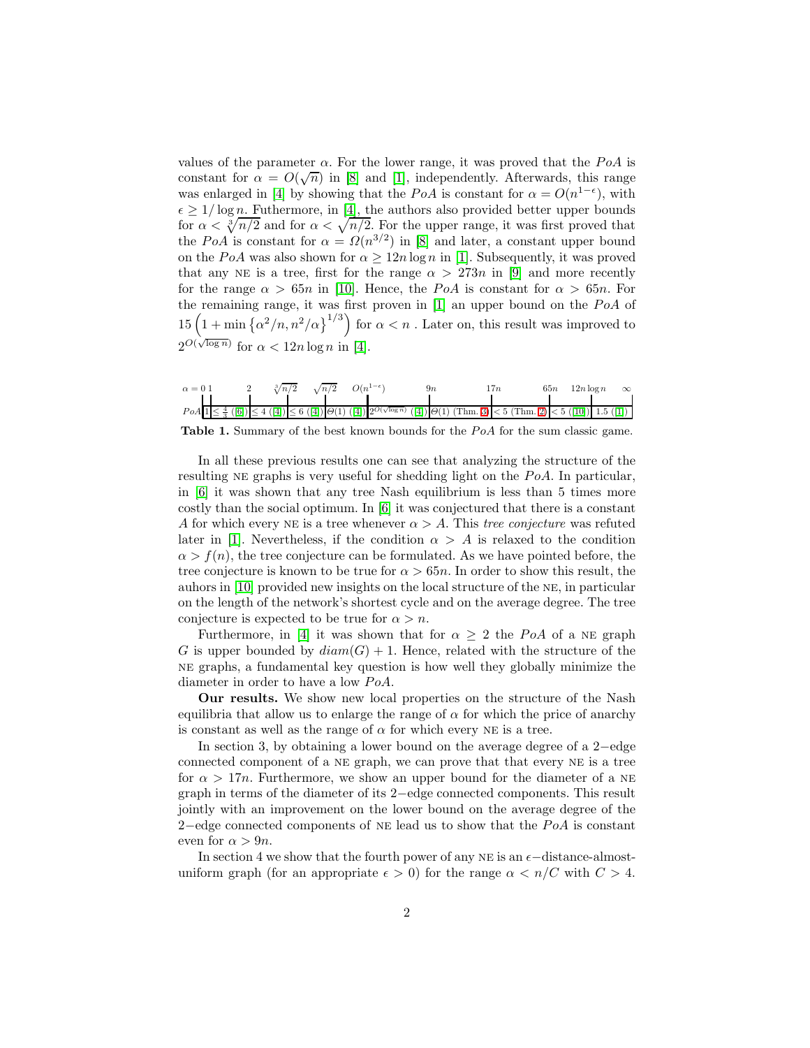values of the parameter $\alpha$. For the lower range, it was proved that the $PoA$ is constant for $\alpha = O(\sqrt{n})$ in [8] and [1], independently. Afterwards, this range was enlarged in [4] by showing that the $PoA$ is constant for $\alpha = O(n^{1-\epsilon})$, with $\epsilon \geq 1/\log n$. Futhermore, in [4], the authors also provided better upper bounds for $\alpha < \sqrt[3]{n/2}$ and for $\alpha < \sqrt{n/2}$. For the upper range, it was first proved that the $PoA$ is constant for $\alpha = \Omega(n^{3/2})$ in [8] and later, a constant upper bound on the $PoA$ was also shown for $\alpha \geq 12n \log n$ in [1]. Subsequently, it was proved that any NE is a tree, first for the range $\alpha > 273n$ in [9] and more recently for the range $\alpha > 65n$ in [10]. Hence, the $PoA$ is constant for $\alpha > 65n$. For the remaining range, it was first proven in [1] an upper bound on the $PoA$ of $15\left(1 + \min\left\{\alpha^2/n, n^2/\alpha\right\}^{1/3}\right)$ for $\alpha < n$ . Later on, this result was improved to $2^{O(\sqrt{\log n})}$ for $\alpha < 12n \log n$ in [4].

| $\alpha$ | $\alpha = 0$ – $1$ | $1$ – $2$ | $2$ – $\sqrt[3]{n/2}$ | $\sqrt[3]{n/2}$ – $\sqrt{n/2}$ | $\sqrt{n/2}$ – $O(n^{1-\epsilon})$ | $O(n^{1-\epsilon})$ – $9n$ | $9n$ – $17n$ | $17n$ – $65n$ | $65n$ – $12n\log n$ | $12n\log n$ – $\infty$ |
|---|---|---|---|---|---|---|---|---|---|---|
| $PoA$ | 1 | $\leq \frac{4}{3}$ ([6]) | $\leq 4$ ([4]) | $\leq 6$ ([4]) | $\Theta(1)$ ([4]) | $2^{O(\sqrt{\log n})}$ ([4]) | $\Theta(1)$ (Thm. 3) | $< 5$ (Thm. 2) | $< 5$ ([10]) | 1.5 ([1]) |

**Table 1.** Summary of the best known bounds for the $PoA$ for the sum classic game.

In all these previous results one can see that analyzing the structure of the resulting NE graphs is very useful for shedding light on the $PoA$. In particular, in [6] it was shown that any tree Nash equilibrium is less than 5 times more costly than the social optimum. In [6] it was conjectured that there is a constant $A$ for which every NE is a tree whenever $\alpha > A$. This *tree conjecture* was refuted later in [1]. Nevertheless, if the condition $\alpha > A$ is relaxed to the condition $\alpha > f(n)$, the tree conjecture can be formulated. As we have pointed before, the tree conjecture is known to be true for $\alpha > 65n$. In order to show this result, the auhors in [10] provided new insights on the local structure of the NE, in particular on the length of the network's shortest cycle and on the average degree. The tree conjecture is expected to be true for $\alpha > n$.

Furthermore, in [4] it was shown that for $\alpha \geq 2$ the $PoA$ of a NE graph $G$ is upper bounded by $diam(G) + 1$. Hence, related with the structure of the NE graphs, a fundamental key question is how well they globally minimize the diameter in order to have a low $PoA$.

**Our results.** We show new local properties on the structure of the Nash equilibria that allow us to enlarge the range of $\alpha$ for which the price of anarchy is constant as well as the range of $\alpha$ for which every NE is a tree.

In section 3, by obtaining a lower bound on the average degree of a 2−edge connected component of a NE graph, we can prove that that every NE is a tree for $\alpha > 17n$. Furthermore, we show an upper bound for the diameter of a NE graph in terms of the diameter of its 2−edge connected components. This result jointly with an improvement on the lower bound on the average degree of the 2−edge connected components of NE lead us to show that the $PoA$ is constant even for $\alpha > 9n$.

In section 4 we show that the fourth power of any NE is an $\epsilon$−distance-almost-uniform graph (for an appropriate $\epsilon > 0$) for the range $\alpha < n/C$ with $C > 4$.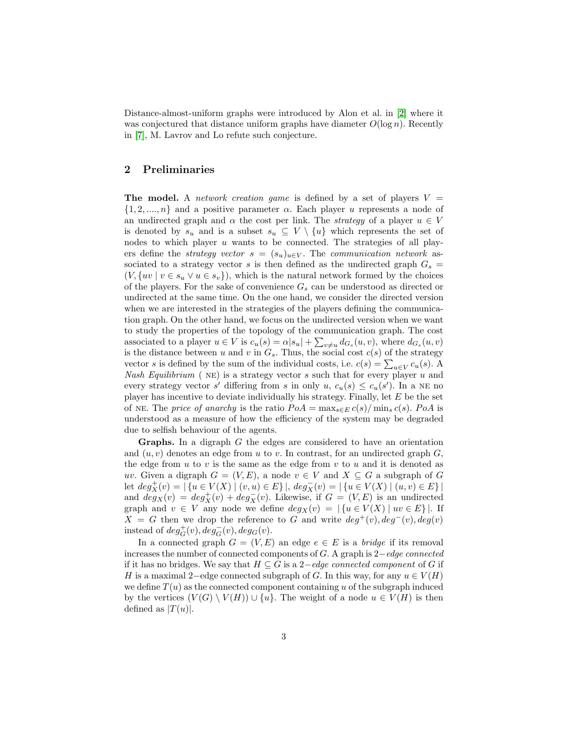Distance-almost-uniform graphs were introduced by Alon et al. in [2] where it was conjectured that distance uniform graphs have diameter $O(\log n)$. Recently in [7], M. Lavrov and Lo refute such conjecture.

## 2 Preliminaries

**The model.** A *network creation game* is defined by a set of players $V = \{1, 2, ...., n\}$ and a positive parameter $\alpha$. Each player $u$ represents a node of an undirected graph and $\alpha$ the cost per link. The *strategy* of a player $u \in V$ is denoted by $s_u$ and is a subset $s_u \subseteq V \setminus \{u\}$ which represents the set of nodes to which player $u$ wants to be connected. The strategies of all players define the *strategy vector* $s = (s_u)_{u \in V}$. The *communication network* associated to a strategy vector $s$ is then defined as the undirected graph $G_s = (V, \{uv \mid v \in s_u \vee u \in s_v\})$, which is the natural network formed by the choices of the players. For the sake of convenience $G_s$ can be understood as directed or undirected at the same time. On the one hand, we consider the directed version when we are interested in the strategies of the players defining the communication graph. On the other hand, we focus on the undirected version when we want to study the properties of the topology of the communication graph. The cost associated to a player $u \in V$ is $c_u(s) = \alpha|s_u| + \sum_{v \neq u} d_{G_s}(u, v)$, where $d_{G_s}(u, v)$ is the distance between $u$ and $v$ in $G_s$. Thus, the social cost $c(s)$ of the strategy vector $s$ is defined by the sum of the individual costs, i.e. $c(s) = \sum_{u \in V} c_u(s)$. A *Nash Equilibrium* ( NE) is a strategy vector $s$ such that for every player $u$ and every strategy vector $s'$ differing from $s$ in only $u$, $c_u(s) \leq c_u(s')$. In a NE no player has incentive to deviate individually his strategy. Finally, let $E$ be the set of NE. The *price of anarchy* is the ratio $PoA = \max_{s \in E} c(s) / \min_s c(s)$. $PoA$ is understood as a measure of how the efficiency of the system may be degraded due to selfish behaviour of the agents.

**Graphs.** In a digraph $G$ the edges are considered to have an orientation and $(u, v)$ denotes an edge from $u$ to $v$. In contrast, for an undirected graph $G$, the edge from $u$ to $v$ is the same as the edge from $v$ to $u$ and it is denoted as $uv$. Given a digraph $G = (V, E)$, a node $v \in V$ and $X \subseteq G$ a subgraph of $G$ let $deg^+_X(v) = |\{u \in V(X) \mid (v, u) \in E\}|$, $deg^-_X(v) = |\{u \in V(X) \mid (u, v) \in E\}|$ and $deg_X(v) = deg^+_X(v) + deg^-_X(v)$. Likewise, if $G = (V, E)$ is an undirected graph and $v \in V$ any node we define $deg_X(v) = |\{u \in V(X) \mid uv \in E\}|$. If $X = G$ then we drop the reference to $G$ and write $deg^+(v), deg^-(v), deg(v)$ instead of $deg^+_G(v), deg^-_G(v), deg_G(v)$.

In a connected graph $G = (V, E)$ an edge $e \in E$ is a *bridge* if its removal increases the number of connected components of $G$. A graph is $2-$*edge connected* if it has no bridges. We say that $H \subseteq G$ is a $2-$*edge connected component* of $G$ if $H$ is a maximal $2-$edge connected subgraph of $G$. In this way, for any $u \in V(H)$ we define $T(u)$ as the connected component containing $u$ of the subgraph induced by the vertices $(V(G) \setminus V(H)) \cup \{u\}$. The weight of a node $u \in V(H)$ is then defined as $|T(u)|$.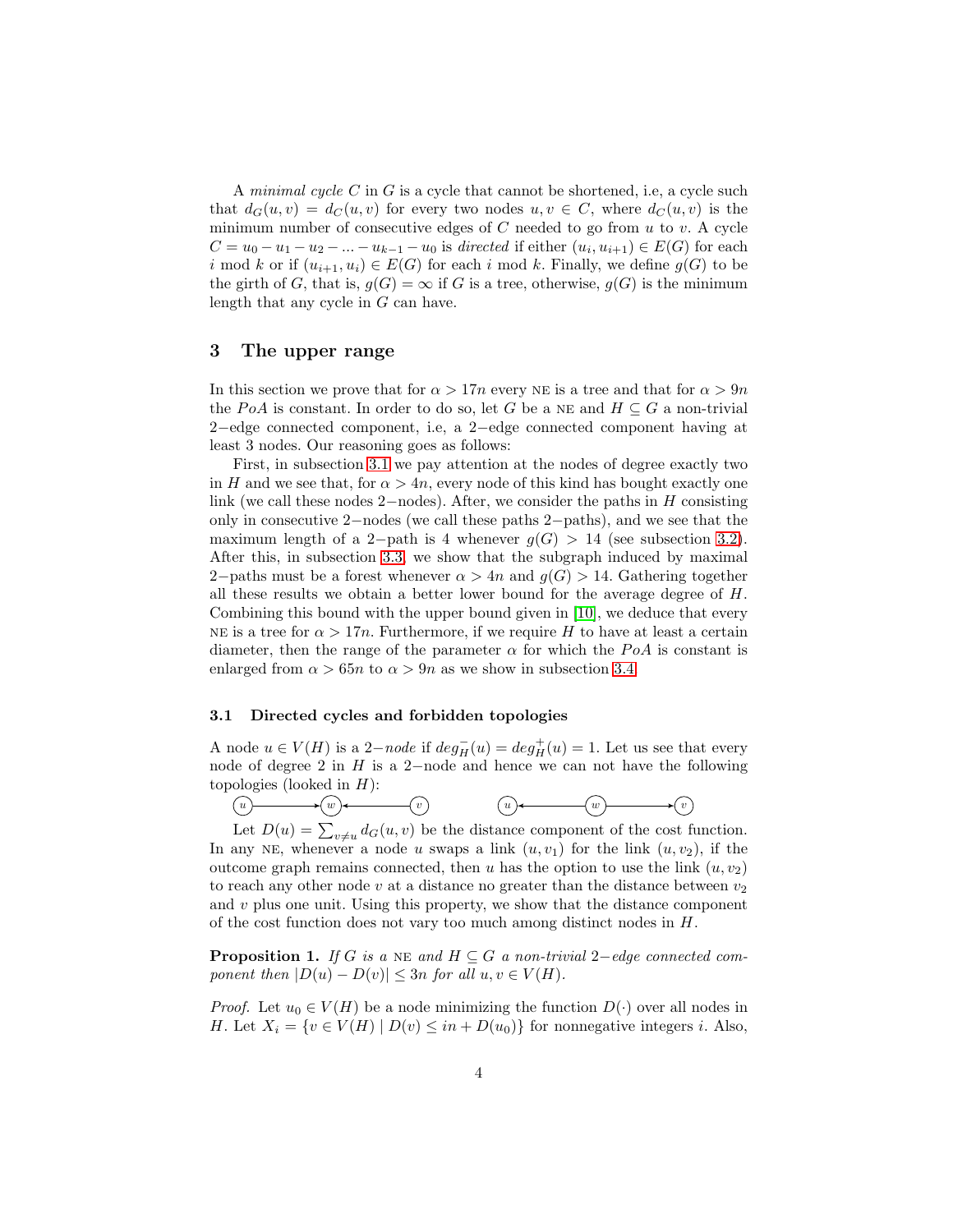A *minimal cycle* $C$ in $G$ is a cycle that cannot be shortened, i.e, a cycle such that $d_G(u,v) = d_C(u,v)$ for every two nodes $u, v \in C$, where $d_C(u,v)$ is the minimum number of consecutive edges of $C$ needed to go from $u$ to $v$. A cycle $C = u_0 - u_1 - u_2 - ... - u_{k-1} - u_0$ is *directed* if either $(u_i, u_{i+1}) \in E(G)$ for each $i$ mod $k$ or if $(u_{i+1}, u_i) \in E(G)$ for each $i$ mod $k$. Finally, we define $g(G)$ to be the girth of $G$, that is, $g(G) = \infty$ if $G$ is a tree, otherwise, $g(G)$ is the minimum length that any cycle in $G$ can have.

## 3 The upper range

In this section we prove that for $\alpha > 17n$ every NE is a tree and that for $\alpha > 9n$ the $PoA$ is constant. In order to do so, let $G$ be a NE and $H \subseteq G$ a non-trivial 2−edge connected component, i.e, a 2−edge connected component having at least 3 nodes. Our reasoning goes as follows:

First, in subsection 3.1 we pay attention at the nodes of degree exactly two in $H$ and we see that, for $\alpha > 4n$, every node of this kind has bought exactly one link (we call these nodes 2−nodes). After, we consider the paths in $H$ consisting only in consecutive 2−nodes (we call these paths 2−paths), and we see that the maximum length of a 2−path is 4 whenever $g(G) > 14$ (see subsection 3.2). After this, in subsection 3.3, we show that the subgraph induced by maximal 2−paths must be a forest whenever $\alpha > 4n$ and $g(G) > 14$. Gathering together all these results we obtain a better lower bound for the average degree of $H$. Combining this bound with the upper bound given in [10], we deduce that every NE is a tree for $\alpha > 17n$. Furthermore, if we require $H$ to have at least a certain diameter, then the range of the parameter $\alpha$ for which the $PoA$ is constant is enlarged from $\alpha > 65n$ to $\alpha > 9n$ as we show in subsection 3.4.

### 3.1 Directed cycles and forbidden topologies

A node $u \in V(H)$ is a 2−*node* if $deg^-_H(u) = deg^+_H(u) = 1$. Let us see that every node of degree 2 in $H$ is a 2−node and hence we can not have the following topologies (looked in $H$):

$u \rightarrow w \leftarrow v$ $\qquad\qquad$ $u \leftarrow w \rightarrow v$

Let $D(u) = \sum_{v \neq u} d_G(u,v)$ be the distance component of the cost function. In any NE, whenever a node $u$ swaps a link $(u, v_1)$ for the link $(u, v_2)$, if the outcome graph remains connected, then $u$ has the option to use the link $(u, v_2)$ to reach any other node $v$ at a distance no greater than the distance between $v_2$ and $v$ plus one unit. Using this property, we show that the distance component of the cost function does not vary too much among distinct nodes in $H$.

**Proposition 1.** *If $G$ is a* NE *and $H \subseteq G$ a non-trivial 2−edge connected component then $|D(u) - D(v)| \leq 3n$ for all $u, v \in V(H)$.*

*Proof.* Let $u_0 \in V(H)$ be a node minimizing the function $D(\cdot)$ over all nodes in $H$. Let $X_i = \{v \in V(H) \mid D(v) \leq in + D(u_0)\}$ for nonnegative integers $i$. Also,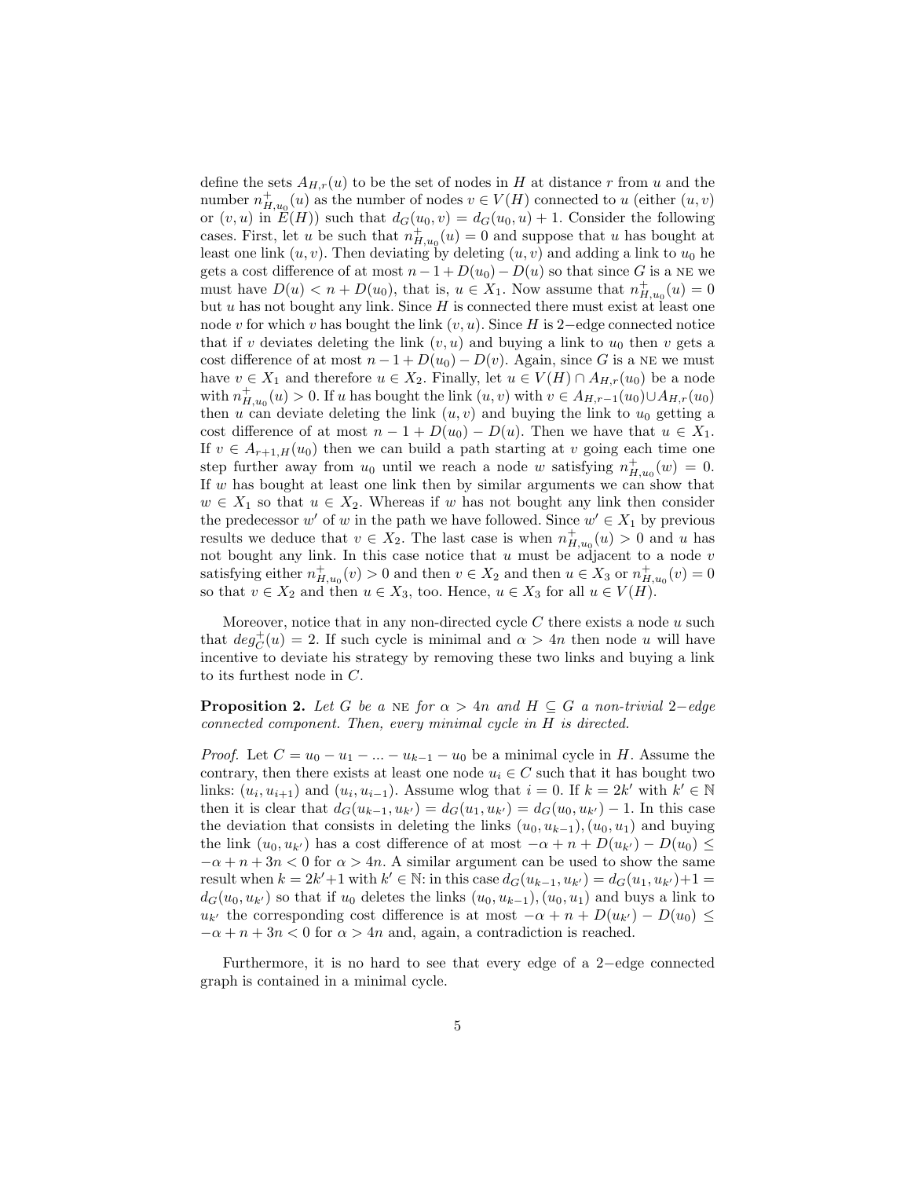define the sets $A_{H,r}(u)$ to be the set of nodes in $H$ at distance $r$ from $u$ and the number $n^+_{H,u_0}(u)$ as the number of nodes $v \in V(H)$ connected to $u$ (either $(u,v)$ or $(v,u)$ in $E(H)$) such that $d_G(u_0,v) = d_G(u_0,u)+1$. Consider the following cases. First, let $u$ be such that $n^+_{H,u_0}(u) = 0$ and suppose that $u$ has bought at least one link $(u,v)$. Then deviating by deleting $(u,v)$ and adding a link to $u_0$ he gets a cost difference of at most $n-1+D(u_0)-D(u)$ so that since $G$ is a NE we must have $D(u) < n + D(u_0)$, that is, $u \in X_1$. Now assume that $n^+_{H,u_0}(u) = 0$ but $u$ has not bought any link. Since $H$ is connected there must exist at least one node $v$ for which $v$ has bought the link $(v,u)$. Since $H$ is $2-$edge connected notice that if $v$ deviates deleting the link $(v,u)$ and buying a link to $u_0$ then $v$ gets a cost difference of at most $n-1+D(u_0)-D(v)$. Again, since $G$ is a NE we must have $v \in X_1$ and therefore $u \in X_2$. Finally, let $u \in V(H) \cap A_{H,r}(u_0)$ be a node with $n^+_{H,u_0}(u) > 0$. If $u$ has bought the link $(u,v)$ with $v \in A_{H,r-1}(u_0) \cup A_{H,r}(u_0)$ then $u$ can deviate deleting the link $(u,v)$ and buying the link to $u_0$ getting a cost difference of at most $n-1+D(u_0)-D(u)$. Then we have that $u \in X_1$. If $v \in A_{r+1,H}(u_0)$ then we can build a path starting at $v$ going each time one step further away from $u_0$ until we reach a node $w$ satisfying $n^+_{H,u_0}(w) = 0$. If $w$ has bought at least one link then by similar arguments we can show that $w \in X_1$ so that $u \in X_2$. Whereas if $w$ has not bought any link then consider the predecessor $w'$ of $w$ in the path we have followed. Since $w' \in X_1$ by previous results we deduce that $v \in X_2$. The last case is when $n^+_{H,u_0}(u) > 0$ and $u$ has not bought any link. In this case notice that $u$ must be adjacent to a node $v$ satisfying either $n^+_{H,u_0}(v) > 0$ and then $v \in X_2$ and then $u \in X_3$ or $n^+_{H,u_0}(v) = 0$ so that $v \in X_2$ and then $u \in X_3$, too. Hence, $u \in X_3$ for all $u \in V(H)$.

Moreover, notice that in any non-directed cycle $C$ there exists a node $u$ such that $deg^+_C(u) = 2$. If such cycle is minimal and $\alpha > 4n$ then node $u$ will have incentive to deviate his strategy by removing these two links and buying a link to its furthest node in $C$.

**Proposition 2.** *Let $G$ be a NE for $\alpha > 4n$ and $H \subseteq G$ a non-trivial $2-$edge connected component. Then, every minimal cycle in $H$ is directed.*

*Proof.* Let $C = u_0 - u_1 - ... - u_{k-1} - u_0$ be a minimal cycle in $H$. Assume the contrary, then there exists at least one node $u_i \in C$ such that it has bought two links: $(u_i, u_{i+1})$ and $(u_i, u_{i-1})$. Assume wlog that $i = 0$. If $k = 2k'$ with $k' \in \mathbb{N}$ then it is clear that $d_G(u_{k-1}, u_{k'}) = d_G(u_1, u_{k'}) = d_G(u_0, u_{k'}) - 1$. In this case the deviation that consists in deleting the links $(u_0, u_{k-1}), (u_0, u_1)$ and buying the link $(u_0, u_{k'})$ has a cost difference of at most $-\alpha + n + D(u_{k'}) - D(u_0) \leq -\alpha + n + 3n < 0$ for $\alpha > 4n$. A similar argument can be used to show the same result when $k = 2k'+1$ with $k' \in \mathbb{N}$: in this case $d_G(u_{k-1}, u_{k'}) = d_G(u_1, u_{k'})+1 = d_G(u_0, u_{k'})$ so that if $u_0$ deletes the links $(u_0, u_{k-1}), (u_0, u_1)$ and buys a link to $u_{k'}$ the corresponding cost difference is at most $-\alpha + n + D(u_{k'}) - D(u_0) \leq -\alpha + n + 3n < 0$ for $\alpha > 4n$ and, again, a contradiction is reached.

Furthermore, it is no hard to see that every edge of a $2-$edge connected graph is contained in a minimal cycle.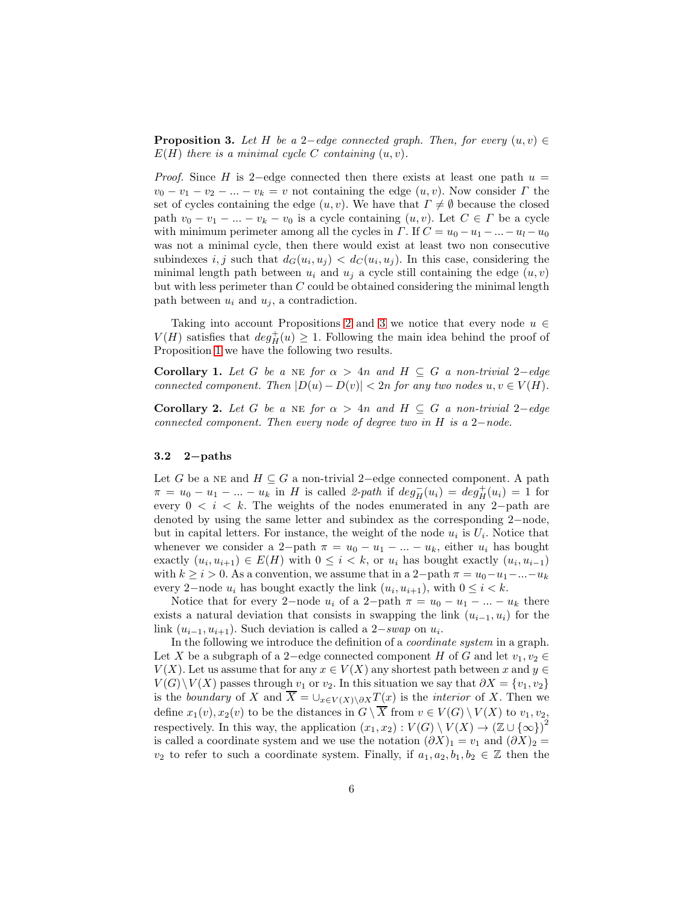**Proposition 3.** *Let $H$ be a 2−edge connected graph. Then, for every $(u, v) \in E(H)$ there is a minimal cycle $C$ containing $(u, v)$.*

*Proof.* Since $H$ is 2−edge connected then there exists at least one path $u = v_0 - v_1 - v_2 - ... - v_k = v$ not containing the edge $(u, v)$. Now consider $\Gamma$ the set of cycles containing the edge $(u, v)$. We have that $\Gamma \neq \emptyset$ because the closed path $v_0 - v_1 - ... - v_k - v_0$ is a cycle containing $(u, v)$. Let $C \in \Gamma$ be a cycle with minimum perimeter among all the cycles in $\Gamma$. If $C = u_0 - u_1 - ... - u_l - u_0$ was not a minimal cycle, then there would exist at least two non consecutive subindexes $i, j$ such that $d_G(u_i, u_j) < d_C(u_i, u_j)$. In this case, considering the minimal length path between $u_i$ and $u_j$ a cycle still containing the edge $(u, v)$ but with less perimeter than $C$ could be obtained considering the minimal length path between $u_i$ and $u_j$, a contradiction.

Taking into account Propositions 2 and 3 we notice that every node $u \in V(H)$ satisfies that $deg^+_H(u) \geq 1$. Following the main idea behind the proof of Proposition 1 we have the following two results.

**Corollary 1.** *Let $G$ be a* NE *for $\alpha > 4n$ and $H \subseteq G$ a non-trivial 2−edge connected component. Then $|D(u) - D(v)| < 2n$ for any two nodes $u, v \in V(H)$.*

**Corollary 2.** *Let $G$ be a* NE *for $\alpha > 4n$ and $H \subseteq G$ a non-trivial 2−edge connected component. Then every node of degree two in $H$ is a 2−node.*

### 3.2 2−paths

Let $G$ be a NE and $H \subseteq G$ a non-trivial 2−edge connected component. A path $\pi = u_0 - u_1 - ... - u_k$ in $H$ is called *2-path* if $deg^-_H(u_i) = deg^+_H(u_i) = 1$ for every $0 < i < k$. The weights of the nodes enumerated in any 2−path are denoted by using the same letter and subindex as the corresponding 2−node, but in capital letters. For instance, the weight of the node $u_i$ is $U_i$. Notice that whenever we consider a 2−path $\pi = u_0 - u_1 - ... - u_k$, either $u_i$ has bought exactly $(u_i, u_{i+1}) \in E(H)$ with $0 \leq i < k$, or $u_i$ has bought exactly $(u_i, u_{i-1})$ with $k \geq i > 0$. As a convention, we assume that in a 2−path $\pi = u_0 - u_1 - ... - u_k$ every 2−node $u_i$ has bought exactly the link $(u_i, u_{i+1})$, with $0 \leq i < k$.

Notice that for every 2−node $u_i$ of a 2−path $\pi = u_0 - u_1 - ... - u_k$ there exists a natural deviation that consists in swapping the link $(u_{i-1}, u_i)$ for the link $(u_{i-1}, u_{i+1})$. Such deviation is called a 2−*swap* on $u_i$.

In the following we introduce the definition of a *coordinate system* in a graph. Let $X$ be a subgraph of a 2−edge connected component $H$ of $G$ and let $v_1, v_2 \in V(X)$. Let us assume that for any $x \in V(X)$ any shortest path between $x$ and $y \in V(G) \setminus V(X)$ passes through $v_1$ or $v_2$. In this situation we say that $\partial X = \{v_1, v_2\}$ is the *boundary* of $X$ and $\overline{X} = \cup_{x \in V(X) \setminus \partial X} T(x)$ is the *interior* of $X$. Then we define $x_1(v), x_2(v)$ to be the distances in $G \setminus \overline{X}$ from $v \in V(G) \setminus V(X)$ to $v_1, v_2$, respectively. In this way, the application $(x_1, x_2) : V(G) \setminus V(X) \to (\mathbb{Z} \cup \{\infty\})^2$ is called a coordinate system and we use the notation $(\partial X)_1 = v_1$ and $(\partial X)_2 = v_2$ to refer to such a coordinate system. Finally, if $a_1, a_2, b_1, b_2 \in \mathbb{Z}$ then the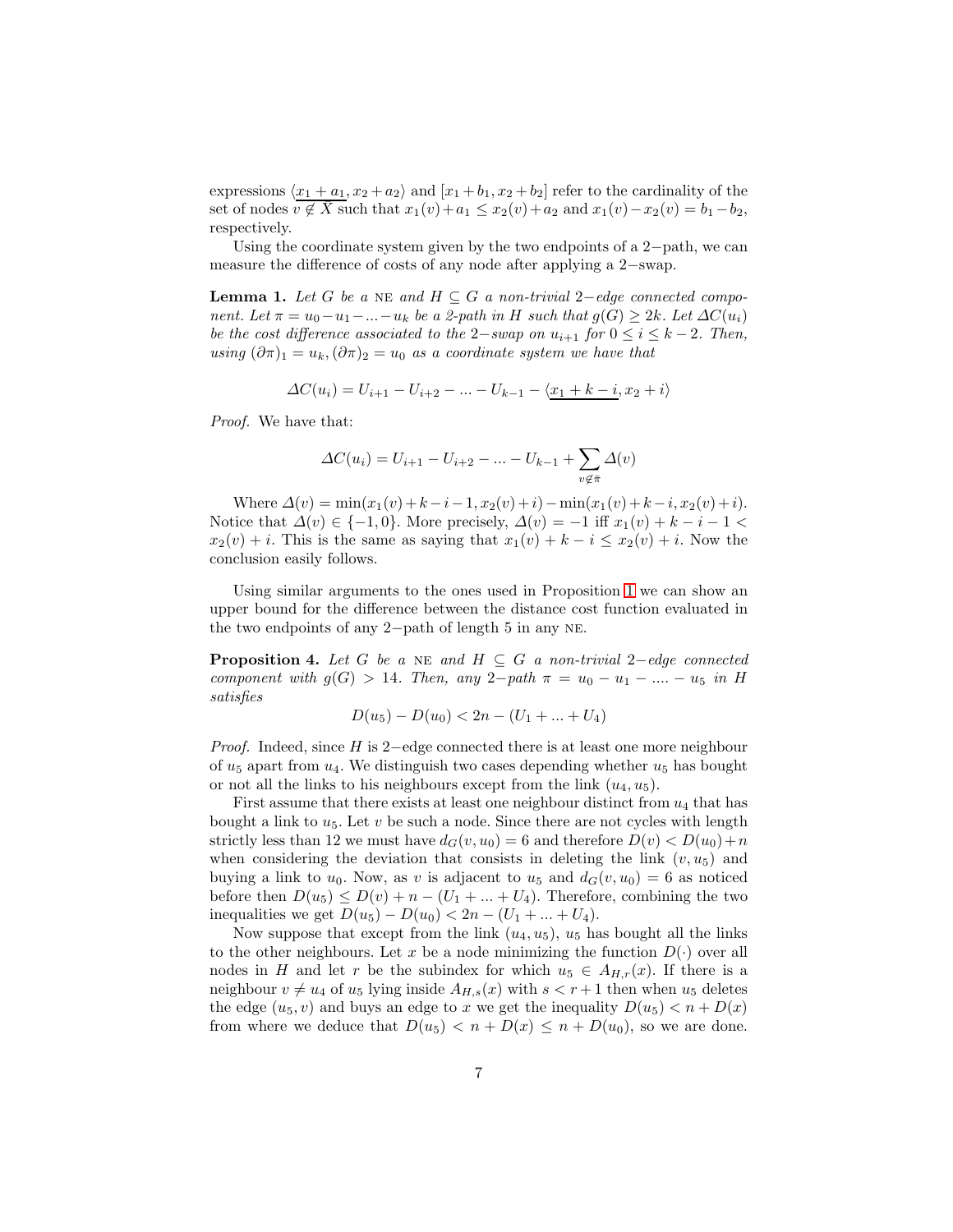expressions $\langle \underline{x_1 + a_1}, x_2 + a_2 \rangle$ and $[x_1 + b_1, x_2 + b_2]$ refer to the cardinality of the set of nodes $v \notin X$ such that $x_1(v) + a_1 \leq x_2(v) + a_2$ and $x_1(v) - x_2(v) = b_1 - b_2$, respectively.

Using the coordinate system given by the two endpoints of a $2-$path, we can measure the difference of costs of any node after applying a $2-$swap.

**Lemma 1.** *Let $G$ be a* NE *and $H \subseteq G$ a non-trivial $2-$edge connected component. Let $\pi = u_0 - u_1 - ... - u_k$ be a 2-path in $H$ such that $g(G) \geq 2k$. Let $\Delta C(u_i)$ be the cost difference associated to the $2-$swap on $u_{i+1}$ for $0 \leq i \leq k-2$. Then, using $(\partial \pi)_1 = u_k, (\partial \pi)_2 = u_0$ as a coordinate system we have that*

$$\Delta C(u_i) = U_{i+1} - U_{i+2} - ... - U_{k-1} - \langle \underline{x_1 + k - i}, x_2 + i \rangle$$

*Proof.* We have that:

$$\Delta C(u_i) = U_{i+1} - U_{i+2} - ... - U_{k-1} + \sum_{v \notin \pi} \Delta(v)$$

Where $\Delta(v) = \min(x_1(v) + k - i - 1, x_2(v) + i) - \min(x_1(v) + k - i, x_2(v) + i)$. Notice that $\Delta(v) \in \{-1, 0\}$. More precisely, $\Delta(v) = -1$ iff $x_1(v) + k - i - 1 < x_2(v) + i$. This is the same as saying that $x_1(v) + k - i \leq x_2(v) + i$. Now the conclusion easily follows.

Using similar arguments to the ones used in Proposition 1 we can show an upper bound for the difference between the distance cost function evaluated in the two endpoints of any $2-$path of length 5 in any NE.

**Proposition 4.** *Let $G$ be a* NE *and $H \subseteq G$ a non-trivial $2-$edge connected component with $g(G) > 14$. Then, any $2-$path $\pi = u_0 - u_1 - .... - u_5$ in $H$ satisfies*

$$D(u_5) - D(u_0) < 2n - (U_1 + ... + U_4)$$

*Proof.* Indeed, since $H$ is $2-$edge connected there is at least one more neighbour of $u_5$ apart from $u_4$. We distinguish two cases depending whether $u_5$ has bought or not all the links to his neighbours except from the link $(u_4, u_5)$.

First assume that there exists at least one neighbour distinct from $u_4$ that has bought a link to $u_5$. Let $v$ be such a node. Since there are not cycles with length strictly less than 12 we must have $d_G(v, u_0) = 6$ and therefore $D(v) < D(u_0) + n$ when considering the deviation that consists in deleting the link $(v, u_5)$ and buying a link to $u_0$. Now, as $v$ is adjacent to $u_5$ and $d_G(v, u_0) = 6$ as noticed before then $D(u_5) \leq D(v) + n - (U_1 + ... + U_4)$. Therefore, combining the two inequalities we get $D(u_5) - D(u_0) < 2n - (U_1 + ... + U_4)$.

Now suppose that except from the link $(u_4, u_5)$, $u_5$ has bought all the links to the other neighbours. Let $x$ be a node minimizing the function $D(\cdot)$ over all nodes in $H$ and let $r$ be the subindex for which $u_5 \in A_{H,r}(x)$. If there is a neighbour $v \neq u_4$ of $u_5$ lying inside $A_{H,s}(x)$ with $s < r + 1$ then when $u_5$ deletes the edge $(u_5, v)$ and buys an edge to $x$ we get the inequality $D(u_5) < n + D(x)$ from where we deduce that $D(u_5) < n + D(x) \leq n + D(u_0)$, so we are done.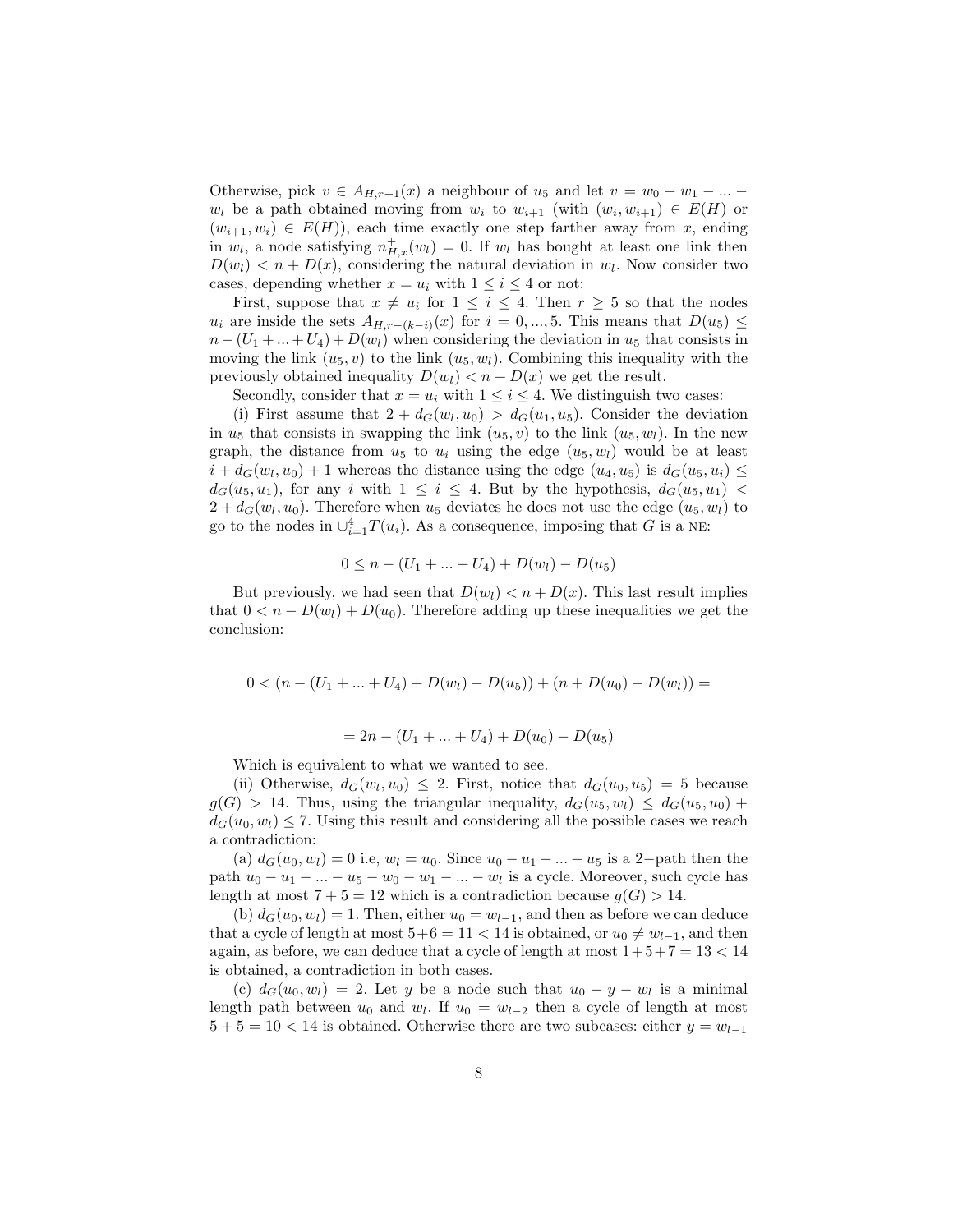Otherwise, pick $v \in A_{H,r+1}(x)$ a neighbour of $u_5$ and let $v = w_0 - w_1 - ... - w_l$ be a path obtained moving from $w_i$ to $w_{i+1}$ (with $(w_i, w_{i+1}) \in E(H)$ or $(w_{i+1}, w_i) \in E(H)$), each time exactly one step farther away from $x$, ending in $w_l$, a node satisfying $n^+_{H,x}(w_l) = 0$. If $w_l$ has bought at least one link then $D(w_l) < n + D(x)$, considering the natural deviation in $w_l$. Now consider two cases, depending whether $x = u_i$ with $1 \leq i \leq 4$ or not:

First, suppose that $x \neq u_i$ for $1 \leq i \leq 4$. Then $r \geq 5$ so that the nodes $u_i$ are inside the sets $A_{H,r-(k-i)}(x)$ for $i = 0, ..., 5$. This means that $D(u_5) \leq n - (U_1 + ... + U_4) + D(w_l)$ when considering the deviation in $u_5$ that consists in moving the link $(u_5, v)$ to the link $(u_5, w_l)$. Combining this inequality with the previously obtained inequality $D(w_l) < n + D(x)$ we get the result.

Secondly, consider that $x = u_i$ with $1 \leq i \leq 4$. We distinguish two cases:

(i) First assume that $2 + d_G(w_l, u_0) > d_G(u_1, u_5)$. Consider the deviation in $u_5$ that consists in swapping the link $(u_5, v)$ to the link $(u_5, w_l)$. In the new graph, the distance from $u_5$ to $u_i$ using the edge $(u_5, w_l)$ would be at least $i + d_G(w_l, u_0) + 1$ whereas the distance using the edge $(u_4, u_5)$ is $d_G(u_5, u_i) \leq d_G(u_5, u_1)$, for any $i$ with $1 \leq i \leq 4$. But by the hypothesis, $d_G(u_5, u_1) < 2 + d_G(w_l, u_0)$. Therefore when $u_5$ deviates he does not use the edge $(u_5, w_l)$ to go to the nodes in $\cup_{i=1}^4 T(u_i)$. As a consequence, imposing that $G$ is a NE:

$$0 \leq n - (U_1 + ... + U_4) + D(w_l) - D(u_5)$$

But previously, we had seen that $D(w_l) < n + D(x)$. This last result implies that $0 < n - D(w_l) + D(u_0)$. Therefore adding up these inequalities we get the conclusion:

$$0 < (n - (U_1 + ... + U_4) + D(w_l) - D(u_5)) + (n + D(u_0) - D(w_l)) =$$

$$= 2n - (U_1 + ... + U_4) + D(u_0) - D(u_5)$$

Which is equivalent to what we wanted to see.

(ii) Otherwise, $d_G(w_l, u_0) \leq 2$. First, notice that $d_G(u_0, u_5) = 5$ because $g(G) > 14$. Thus, using the triangular inequality, $d_G(u_5, w_l) \leq d_G(u_5, u_0) + d_G(u_0, w_l) \leq 7$. Using this result and considering all the possible cases we reach a contradiction:

(a) $d_G(u_0, w_l) = 0$ i.e, $w_l = u_0$. Since $u_0 - u_1 - ... - u_5$ is a 2−path then the path $u_0 - u_1 - ... - u_5 - w_0 - w_1 - ... - w_l$ is a cycle. Moreover, such cycle has length at most $7 + 5 = 12$ which is a contradiction because $g(G) > 14$.

(b) $d_G(u_0, w_l) = 1$. Then, either $u_0 = w_{l-1}$, and then as before we can deduce that a cycle of length at most $5+6 = 11 < 14$ is obtained, or $u_0 \neq w_{l-1}$, and then again, as before, we can deduce that a cycle of length at most $1+5+7 = 13 < 14$ is obtained, a contradiction in both cases.

(c) $d_G(u_0, w_l) = 2$. Let $y$ be a node such that $u_0 - y - w_l$ is a minimal length path between $u_0$ and $w_l$. If $u_0 = w_{l-2}$ then a cycle of length at most $5 + 5 = 10 < 14$ is obtained. Otherwise there are two subcases: either $y = w_{l-1}$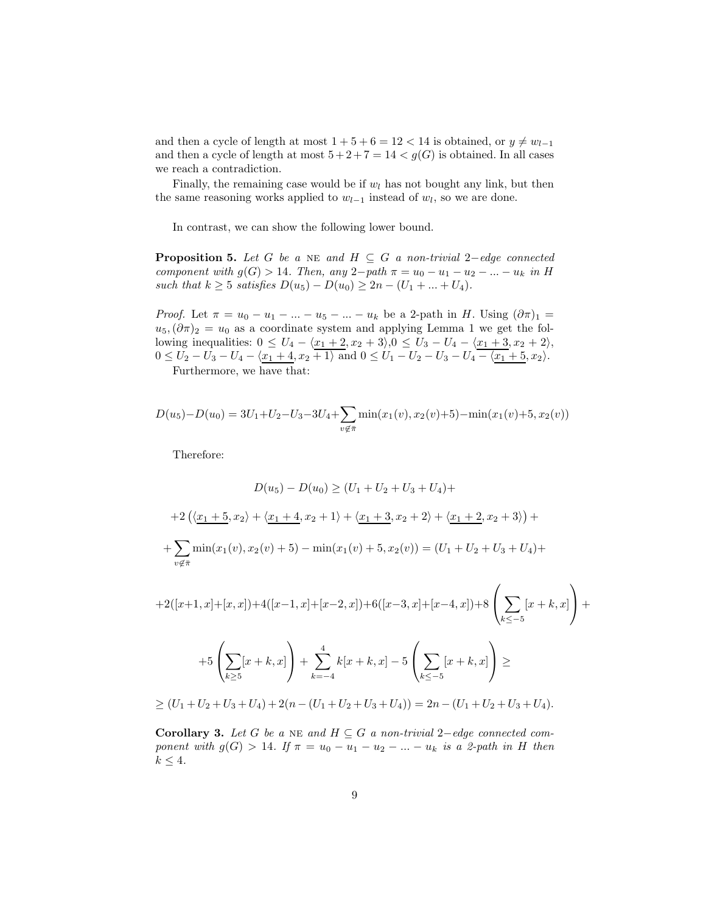and then a cycle of length at most $1+5+6 = 12 < 14$ is obtained, or $y \neq w_{l-1}$ and then a cycle of length at most $5+2+7 = 14 < g(G)$ is obtained. In all cases we reach a contradiction.

Finally, the remaining case would be if $w_l$ has not bought any link, but then the same reasoning works applied to $w_{l-1}$ instead of $w_l$, so we are done.

In contrast, we can show the following lower bound.

**Proposition 5.** *Let $G$ be a* NE *and $H \subseteq G$ a non-trivial $2-$edge connected component with $g(G) > 14$. Then, any $2-$path $\pi = u_0 - u_1 - u_2 - ... - u_k$ in $H$ such that $k \geq 5$ satisfies $D(u_5) - D(u_0) \geq 2n - (U_1 + ... + U_4)$.*

*Proof.* Let $\pi = u_0 - u_1 - ... - u_5 - ... - u_k$ be a 2-path in $H$. Using $(\partial\pi)_1 = u_5, (\partial\pi)_2 = u_0$ as a coordinate system and applying Lemma 1 we get the following inequalities: $0 \leq U_4 - \langle \underline{x_1+2}, x_2+3\rangle$, $0 \leq U_3 - U_4 - \langle \underline{x_1+3}, x_2+2\rangle$, $0 \leq U_2 - U_3 - U_4 - \langle \underline{x_1+4}, x_2+1\rangle$ and $0 \leq U_1 - U_2 - U_3 - U_4 - \langle \underline{x_1+5}, x_2\rangle$.

Furthermore, we have that:

$$D(u_5)-D(u_0) = 3U_1+U_2-U_3-3U_4+\sum_{v\notin\bar{\pi}} \min(x_1(v), x_2(v)+5)-\min(x_1(v)+5, x_2(v))$$

Therefore:

$$D(u_5) - D(u_0) \geq (U_1+U_2+U_3+U_4)+$$

$$+2\left(\langle \underline{x_1+5}, x_2\rangle + \langle \underline{x_1+4}, x_2+1\rangle + \langle \underline{x_1+3}, x_2+2\rangle + \langle \underline{x_1+2}, x_2+3\rangle\right)+$$

$$+\sum_{v\notin\bar{\pi}} \min(x_1(v), x_2(v)+5)-\min(x_1(v)+5, x_2(v)) = (U_1+U_2+U_3+U_4)+$$

$$+2([x+1,x]+[x,x])+4([x-1,x]+[x-2,x])+6([x-3,x]+[x-4,x])+8\left(\sum_{k\leq -5}[x+k,x]\right)+$$

$$+5\left(\sum_{k\geq 5}[x+k,x]\right)+\sum_{k=-4}^{4} k[x+k,x] - 5\left(\sum_{k\leq -5}[x+k,x]\right) \geq$$

$$\geq (U_1+U_2+U_3+U_4)+2(n-(U_1+U_2+U_3+U_4)) = 2n-(U_1+U_2+U_3+U_4).$$

**Corollary 3.** *Let $G$ be a* NE *and $H \subseteq G$ a non-trivial $2-$edge connected component with $g(G) > 14$. If $\pi = u_0 - u_1 - u_2 - ... - u_k$ is a 2-path in $H$ then $k \leq 4$.*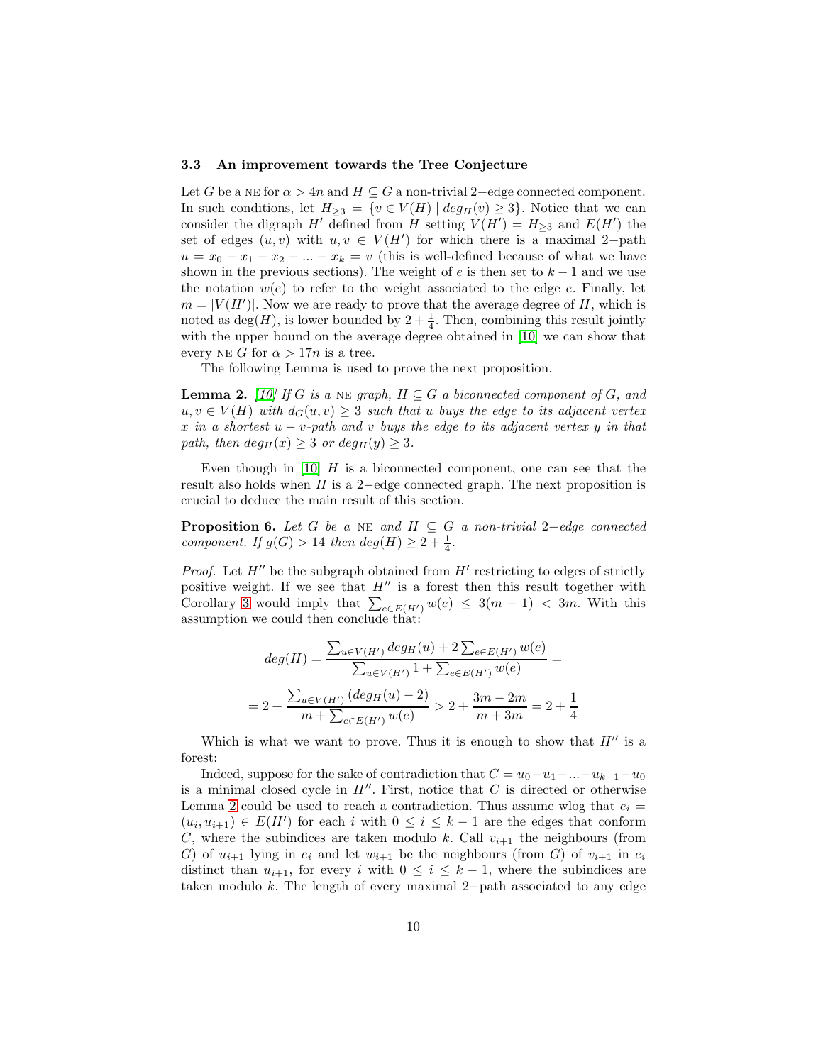### 3.3 An improvement towards the Tree Conjecture

Let $G$ be a NE for $\alpha > 4n$ and $H \subseteq G$ a non-trivial $2-$edge connected component. In such conditions, let $H_{\geq 3} = \{v \in V(H) \mid deg_H(v) \geq 3\}$. Notice that we can consider the digraph $H'$ defined from $H$ setting $V(H') = H_{\geq 3}$ and $E(H')$ the set of edges $(u, v)$ with $u, v \in V(H')$ for which there is a maximal $2-$path $u = x_0 - x_1 - x_2 - ... - x_k = v$ (this is well-defined because of what we have shown in the previous sections). The weight of $e$ is then set to $k-1$ and we use the notation $w(e)$ to refer to the weight associated to the edge $e$. Finally, let $m = |V(H')|$. Now we are ready to prove that the average degree of $H$, which is noted as $\deg(H)$, is lower bounded by $2 + \frac{1}{4}$. Then, combining this result jointly with the upper bound on the average degree obtained in [10] we can show that every NE $G$ for $\alpha > 17n$ is a tree.

The following Lemma is used to prove the next proposition.

**Lemma 2.** *[10] If $G$ is a NE graph, $H \subseteq G$ a biconnected component of $G$, and $u, v \in V(H)$ with $d_G(u, v) \geq 3$ such that $u$ buys the edge to its adjacent vertex $x$ in a shortest $u-v$-path and $v$ buys the edge to its adjacent vertex $y$ in that path, then $deg_H(x) \geq 3$ or $deg_H(y) \geq 3$.*

Even though in [10] $H$ is a biconnected component, one can see that the result also holds when $H$ is a $2-$edge connected graph. The next proposition is crucial to deduce the main result of this section.

**Proposition 6.** *Let $G$ be a NE and $H \subseteq G$ a non-trivial $2-$edge connected component. If $g(G) > 14$ then $deg(H) \geq 2 + \frac{1}{4}$.*

*Proof.* Let $H''$ be the subgraph obtained from $H'$ restricting to edges of strictly positive weight. If we see that $H''$ is a forest then this result together with Corollary 3 would imply that $\sum_{e \in E(H')} w(e) \leq 3(m-1) < 3m$. With this assumption we could then conclude that:

$$deg(H) = \frac{\sum_{u \in V(H')} deg_H(u) + 2\sum_{e \in E(H')} w(e)}{\sum_{u \in V(H')} 1 + \sum_{e \in E(H')} w(e)} =$$

$$= 2 + \frac{\sum_{u \in V(H')} (deg_H(u) - 2)}{m + \sum_{e \in E(H')} w(e)} > 2 + \frac{3m - 2m}{m + 3m} = 2 + \frac{1}{4}$$

Which is what we want to prove. Thus it is enough to show that $H''$ is a forest:

Indeed, suppose for the sake of contradiction that $C = u_0 - u_1 - ... - u_{k-1} - u_0$ is a minimal closed cycle in $H''$. First, notice that $C$ is directed or otherwise Lemma 2 could be used to reach a contradiction. Thus assume wlog that $e_i = (u_i, u_{i+1}) \in E(H')$ for each $i$ with $0 \leq i \leq k-1$ are the edges that conform $C$, where the subindices are taken modulo $k$. Call $v_{i+1}$ the neighbours (from $G$) of $u_{i+1}$ lying in $e_i$ and let $w_{i+1}$ be the neighbours (from $G$) of $v_{i+1}$ in $e_i$ distinct than $u_{i+1}$, for every $i$ with $0 \leq i \leq k-1$, where the subindices are taken modulo $k$. The length of every maximal $2-$path associated to any edge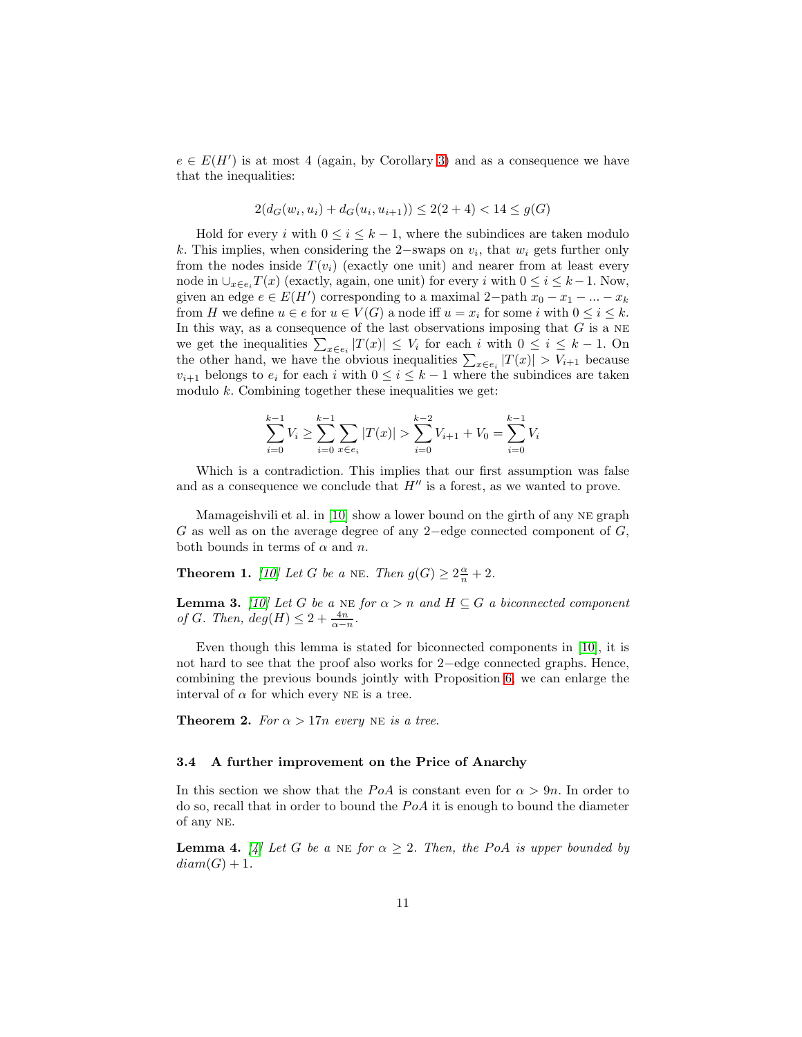$e \in E(H')$ is at most 4 (again, by Corollary 3) and as a consequence we have that the inequalities:

$$2(d_G(w_i, u_i) + d_G(u_i, u_{i+1})) \leq 2(2+4) < 14 \leq g(G)$$

Hold for every $i$ with $0 \leq i \leq k-1$, where the subindices are taken modulo $k$. This implies, when considering the 2−swaps on $v_i$, that $w_i$ gets further only from the nodes inside $T(v_i)$ (exactly one unit) and nearer from at least every node in $\cup_{x \in e_i} T(x)$ (exactly, again, one unit) for every $i$ with $0 \leq i \leq k-1$. Now, given an edge $e \in E(H')$ corresponding to a maximal 2−path $x_0 - x_1 - ... - x_k$ from $H$ we define $u \in e$ for $u \in V(G)$ a node iff $u = x_i$ for some $i$ with $0 \leq i \leq k$. In this way, as a consequence of the last observations imposing that $G$ is a NE we get the inequalities $\sum_{x \in e_i} |T(x)| \leq V_i$ for each $i$ with $0 \leq i \leq k-1$. On the other hand, we have the obvious inequalities $\sum_{x \in e_i} |T(x)| > V_{i+1}$ because $v_{i+1}$ belongs to $e_i$ for each $i$ with $0 \leq i \leq k-1$ where the subindices are taken modulo $k$. Combining together these inequalities we get:

$$\sum_{i=0}^{k-1} V_i \geq \sum_{i=0}^{k-1} \sum_{x \in e_i} |T(x)| > \sum_{i=0}^{k-2} V_{i+1} + V_0 = \sum_{i=0}^{k-1} V_i$$

Which is a contradiction. This implies that our first assumption was false and as a consequence we conclude that $H''$ is a forest, as we wanted to prove.

Mamageishvili et al. in [10] show a lower bound on the girth of any NE graph $G$ as well as on the average degree of any 2−edge connected component of $G$, both bounds in terms of $\alpha$ and $n$.

**Theorem 1.** *[10] Let $G$ be a* NE*. Then $g(G) \geq 2\frac{\alpha}{n} + 2$.*

**Lemma 3.** *[10] Let $G$ be a* NE *for $\alpha > n$ and $H \subseteq G$ a biconnected component of $G$. Then, $deg(H) \leq 2 + \frac{4n}{\alpha - n}$.*

Even though this lemma is stated for biconnected components in [10], it is not hard to see that the proof also works for 2−edge connected graphs. Hence, combining the previous bounds jointly with Proposition 6, we can enlarge the interval of $\alpha$ for which every NE is a tree.

**Theorem 2.** *For $\alpha > 17n$ every* NE *is a tree.*

### 3.4 A further improvement on the Price of Anarchy

In this section we show that the $PoA$ is constant even for $\alpha > 9n$. In order to do so, recall that in order to bound the $PoA$ it is enough to bound the diameter of any NE.

**Lemma 4.** *[4] Let $G$ be a* NE *for $\alpha \geq 2$. Then, the $PoA$ is upper bounded by $diam(G) + 1$.*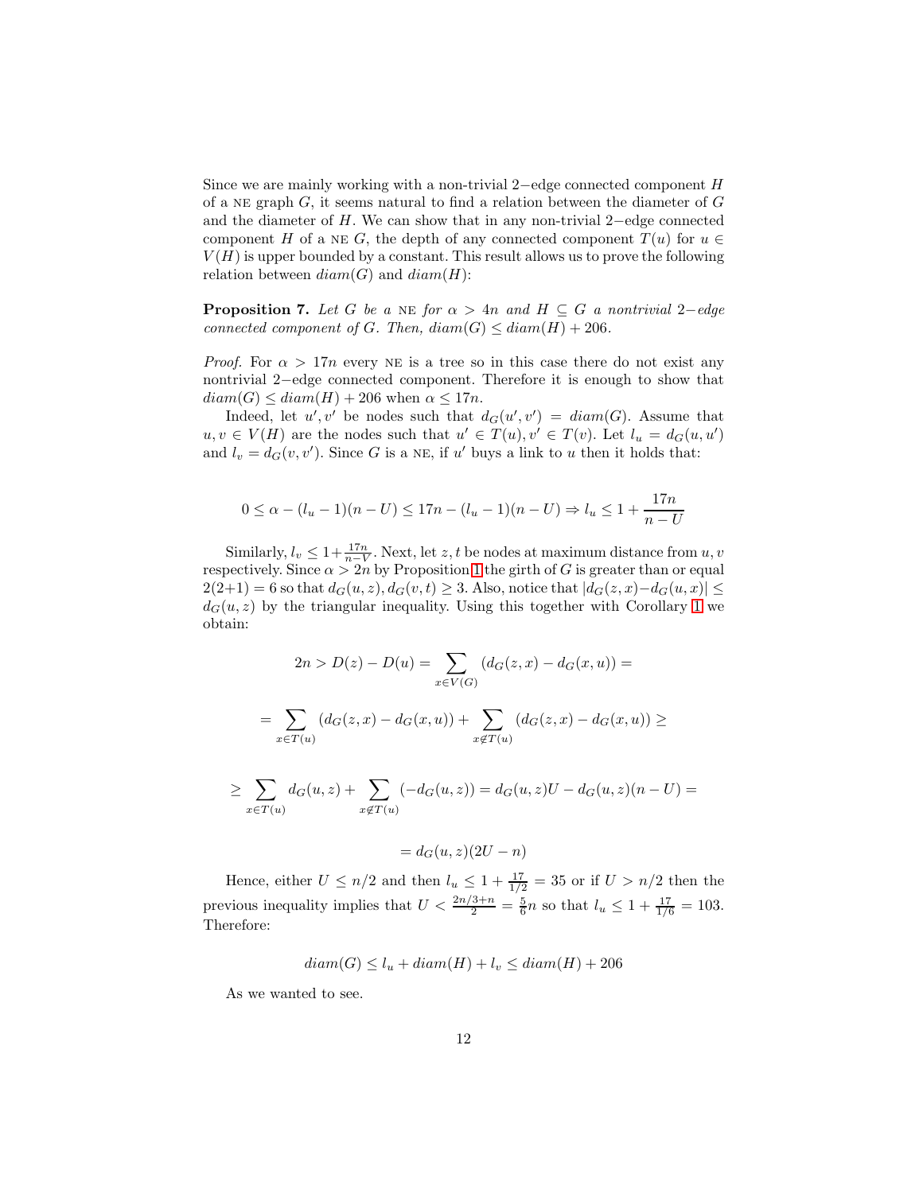Since we are mainly working with a non-trivial 2−edge connected component $H$ of a NE graph $G$, it seems natural to find a relation between the diameter of $G$ and the diameter of $H$. We can show that in any non-trivial 2−edge connected component $H$ of a NE $G$, the depth of any connected component $T(u)$ for $u \in V(H)$ is upper bounded by a constant. This result allows us to prove the following relation between $diam(G)$ and $diam(H)$:

**Proposition 7.** *Let $G$ be a* NE *for $\alpha > 4n$ and $H \subseteq G$ a nontrivial 2−edge connected component of $G$. Then, $diam(G) \leq diam(H) + 206$.*

*Proof.* For $\alpha > 17n$ every NE is a tree so in this case there do not exist any nontrivial 2−edge connected component. Therefore it is enough to show that $diam(G) \leq diam(H) + 206$ when $\alpha \leq 17n$.

Indeed, let $u', v'$ be nodes such that $d_G(u', v') = diam(G)$. Assume that $u, v \in V(H)$ are the nodes such that $u' \in T(u), v' \in T(v)$. Let $l_u = d_G(u, u')$ and $l_v = d_G(v, v')$. Since $G$ is a NE, if $u'$ buys a link to $u$ then it holds that:

$$0 \leq \alpha - (l_u - 1)(n - U) \leq 17n - (l_u - 1)(n - U) \Rightarrow l_u \leq 1 + \frac{17n}{n - U}$$

Similarly, $l_v \leq 1 + \frac{17n}{n-V}$. Next, let $z, t$ be nodes at maximum distance from $u, v$ respectively. Since $\alpha > 2n$ by Proposition 1 the girth of $G$ is greater than or equal $2(2+1) = 6$ so that $d_G(u, z), d_G(v, t) \geq 3$. Also, notice that $|d_G(z, x) - d_G(u, x)| \leq d_G(u, z)$ by the triangular inequality. Using this together with Corollary 1 we obtain:

$$2n > D(z) - D(u) = \sum_{x \in V(G)} (d_G(z, x) - d_G(x, u)) =$$

$$= \sum_{x \in T(u)} (d_G(z, x) - d_G(x, u)) + \sum_{x \notin T(u)} (d_G(z, x) - d_G(x, u)) \geq$$

$$\geq \sum_{x \in T(u)} d_G(u, z) + \sum_{x \notin T(u)} (-d_G(u, z)) = d_G(u, z)U - d_G(u, z)(n - U) =$$

$$= d_G(u, z)(2U - n)$$

Hence, either $U \leq n/2$ and then $l_u \leq 1 + \frac{17}{1/2} = 35$ or if $U > n/2$ then the previous inequality implies that $U < \frac{2n/3 + n}{2} = \frac{5}{6}n$ so that $l_u \leq 1 + \frac{17}{1/6} = 103$. Therefore:

$$diam(G) \leq l_u + diam(H) + l_v \leq diam(H) + 206$$

As we wanted to see.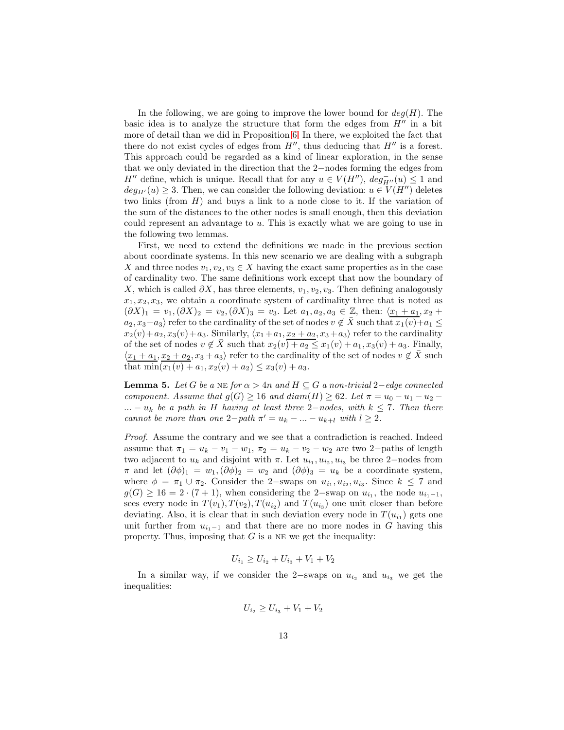In the following, we are going to improve the lower bound for $deg(H)$. The basic idea is to analyze the structure that form the edges from $H''$ in a bit more of detail than we did in Proposition 6. In there, we exploited the fact that there do not exist cycles of edges from $H''$, thus deducing that $H''$ is a forest. This approach could be regarded as a kind of linear exploration, in the sense that we only deviated in the direction that the 2−nodes forming the edges from $H''$ define, which is unique. Recall that for any $u \in V(H'')$, $deg^{-}_{H''}(u) \leq 1$ and $deg_{H'}(u) \geq 3$. Then, we can consider the following deviation: $u \in V(H'')$ deletes two links (from $H$) and buys a link to a node close to it. If the variation of the sum of the distances to the other nodes is small enough, then this deviation could represent an advantage to $u$. This is exactly what we are going to use in the following two lemmas.

First, we need to extend the definitions we made in the previous section about coordinate systems. In this new scenario we are dealing with a subgraph $X$ and three nodes $v_1, v_2, v_3 \in X$ having the exact same properties as in the case of cardinality two. The same definitions work except that now the boundary of $X$, which is called $\partial X$, has three elements, $v_1, v_2, v_3$. Then defining analogously $x_1, x_2, x_3$, we obtain a coordinate system of cardinality three that is noted as $(\partial X)_1 = v_1, (\partial X)_2 = v_2, (\partial X)_3 = v_3$. Let $a_1, a_2, a_3 \in \mathbb{Z}$, then: $\langle \underline{x_1 + a_1}, x_2 + a_2, x_3 + a_3 \rangle$ refer to the cardinality of the set of nodes $v \notin \bar{X}$ such that $x_1(v) + a_1 \leq x_2(v) + a_2, x_3(v) + a_3$. Similarly, $\langle x_1 + a_1, \underline{x_2 + a_2}, x_3 + a_3 \rangle$ refer to the cardinality of the set of nodes $v \notin \bar{X}$ such that $x_2(v) + a_2 \leq x_1(v) + a_1, x_3(v) + a_3$. Finally, $\langle \underline{x_1 + a_1}, \underline{x_2 + a_2}, x_3 + a_3 \rangle$ refer to the cardinality of the set of nodes $v \notin \bar{X}$ such that $\min(x_1(v) + a_1, x_2(v) + a_2) \leq x_3(v) + a_3$.

**Lemma 5.** *Let $G$ be a* NE *for $\alpha > 4n$ and $H \subseteq G$ a non-trivial 2−edge connected component. Assume that $g(G) \geq 16$ and $diam(H) \geq 62$. Let $\pi = u_0 - u_1 - u_2 - ... - u_k$ be a path in $H$ having at least three 2−nodes, with $k \leq 7$. Then there cannot be more than one 2−path $\pi' = u_k - ... - u_{k+l}$ with $l \geq 2$.*

*Proof.* Assume the contrary and we see that a contradiction is reached. Indeed assume that $\pi_1 = u_k - v_1 - w_1$, $\pi_2 = u_k - v_2 - w_2$ are two 2−paths of length two adjacent to $u_k$ and disjoint with $\pi$. Let $u_{i_1}, u_{i_2}, u_{i_3}$ be three 2−nodes from $\pi$ and let $(\partial\phi)_1 = w_1, (\partial\phi)_2 = w_2$ and $(\partial\phi)_3 = u_k$ be a coordinate system, where $\phi = \pi_1 \cup \pi_2$. Consider the 2−swaps on $u_{i_1}, u_{i_2}, u_{i_3}$. Since $k \leq 7$ and $g(G) \geq 16 = 2 \cdot (7 + 1)$, when considering the 2−swap on $u_{i_1}$, the node $u_{i_1 - 1}$, sees every node in $T(v_1), T(v_2), T(u_{i_2})$ and $T(u_{i_3})$ one unit closer than before deviating. Also, it is clear that in such deviation every node in $T(u_{i_1})$ gets one unit further from $u_{i_1 - 1}$ and that there are no more nodes in $G$ having this property. Thus, imposing that $G$ is a NE we get the inequality:

$$U_{i_1} \geq U_{i_2} + U_{i_3} + V_1 + V_2$$

In a similar way, if we consider the 2−swaps on $u_{i_2}$ and $u_{i_3}$ we get the inequalities:

$$U_{i_2} \geq U_{i_3} + V_1 + V_2$$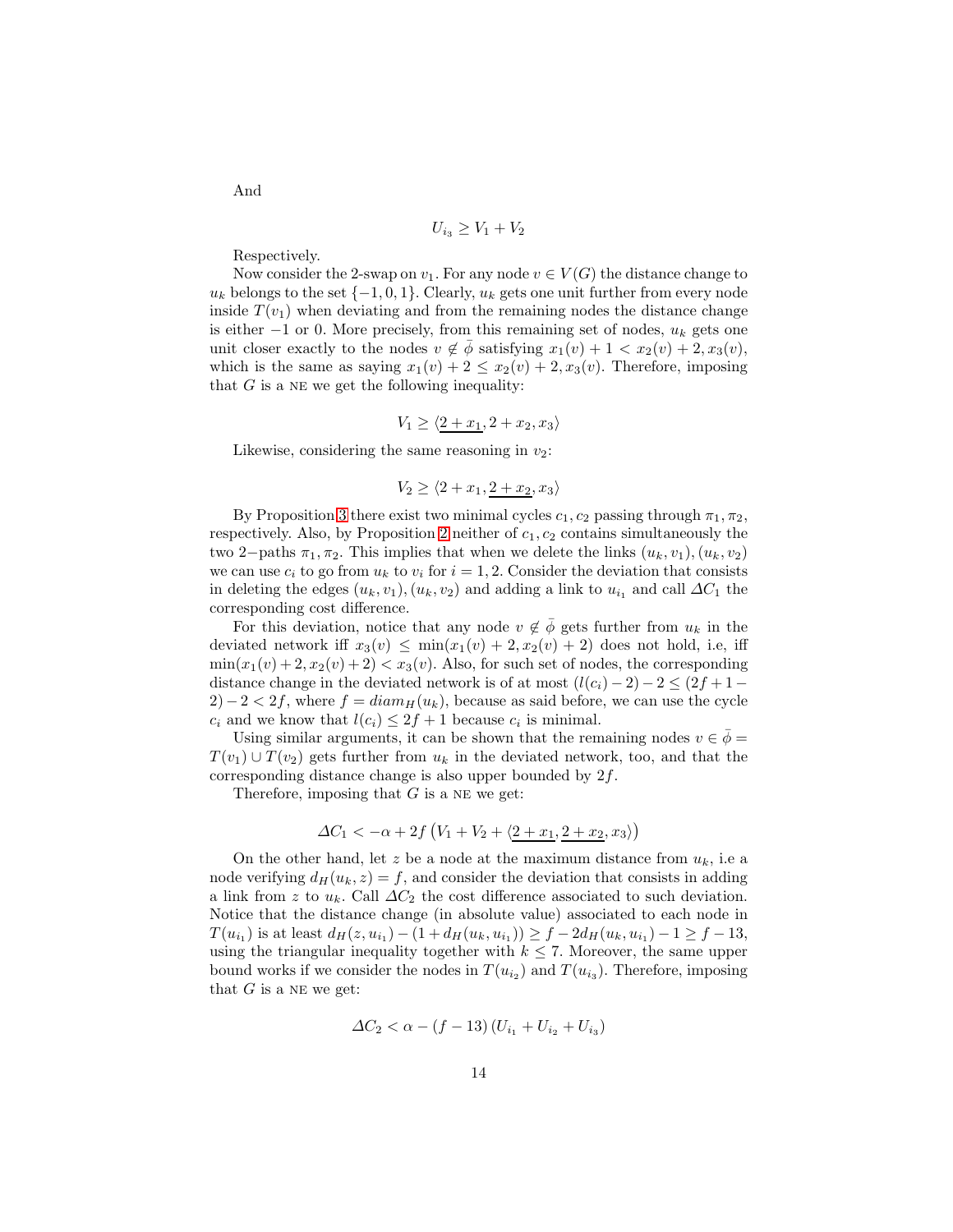And

$$U_{i_3} \geq V_1 + V_2$$

Respectively.

Now consider the 2-swap on $v_1$. For any node $v \in V(G)$ the distance change to $u_k$ belongs to the set $\{-1, 0, 1\}$. Clearly, $u_k$ gets one unit further from every node inside $T(v_1)$ when deviating and from the remaining nodes the distance change is either $-1$ or 0. More precisely, from this remaining set of nodes, $u_k$ gets one unit closer exactly to the nodes $v \notin \bar{\phi}$ satisfying $x_1(v) + 1 < x_2(v) + 2, x_3(v)$, which is the same as saying $x_1(v) + 2 \leq x_2(v) + 2, x_3(v)$. Therefore, imposing that $G$ is a NE we get the following inequality:

$$V_1 \geq \langle \underline{2 + x_1}, 2 + x_2, x_3 \rangle$$

Likewise, considering the same reasoning in $v_2$:

$$V_2 \geq \langle 2 + x_1, \underline{2 + x_2}, x_3 \rangle$$

By Proposition 3 there exist two minimal cycles $c_1, c_2$ passing through $\pi_1, \pi_2$, respectively. Also, by Proposition 2 neither of $c_1, c_2$ contains simultaneously the two 2−paths $\pi_1, \pi_2$. This implies that when we delete the links $(u_k, v_1), (u_k, v_2)$ we can use $c_i$ to go from $u_k$ to $v_i$ for $i = 1, 2$. Consider the deviation that consists in deleting the edges $(u_k, v_1), (u_k, v_2)$ and adding a link to $u_{i_1}$ and call $\Delta C_1$ the corresponding cost difference.

For this deviation, notice that any node $v \notin \bar{\phi}$ gets further from $u_k$ in the deviated network iff $x_3(v) \leq \min(x_1(v) + 2, x_2(v) + 2)$ does not hold, i.e, iff $\min(x_1(v) + 2, x_2(v) + 2) < x_3(v)$. Also, for such set of nodes, the corresponding distance change in the deviated network is of at most $(l(c_i) - 2) - 2 \leq (2f + 1 - 2) - 2 < 2f$, where $f = diam_H(u_k)$, because as said before, we can use the cycle $c_i$ and we know that $l(c_i) \leq 2f + 1$ because $c_i$ is minimal.

Using similar arguments, it can be shown that the remaining nodes $v \in \bar{\phi} = T(v_1) \cup T(v_2)$ gets further from $u_k$ in the deviated network, too, and that the corresponding distance change is also upper bounded by $2f$.

Therefore, imposing that $G$ is a NE we get:

$$\Delta C_1 < -\alpha + 2f \left( V_1 + V_2 + \langle \underline{2 + x_1}, \underline{2 + x_2}, x_3 \rangle \right)$$

On the other hand, let $z$ be a node at the maximum distance from $u_k$, i.e a node verifying $d_H(u_k, z) = f$, and consider the deviation that consists in adding a link from $z$ to $u_k$. Call $\Delta C_2$ the cost difference associated to such deviation. Notice that the distance change (in absolute value) associated to each node in $T(u_{i_1})$ is at least $d_H(z, u_{i_1}) - (1 + d_H(u_k, u_{i_1})) \geq f - 2d_H(u_k, u_{i_1}) - 1 \geq f - 13$, using the triangular inequality together with $k \leq 7$. Moreover, the same upper bound works if we consider the nodes in $T(u_{i_2})$ and $T(u_{i_3})$. Therefore, imposing that $G$ is a NE we get:

$$\Delta C_2 < \alpha - (f - 13) \left( U_{i_1} + U_{i_2} + U_{i_3} \right)$$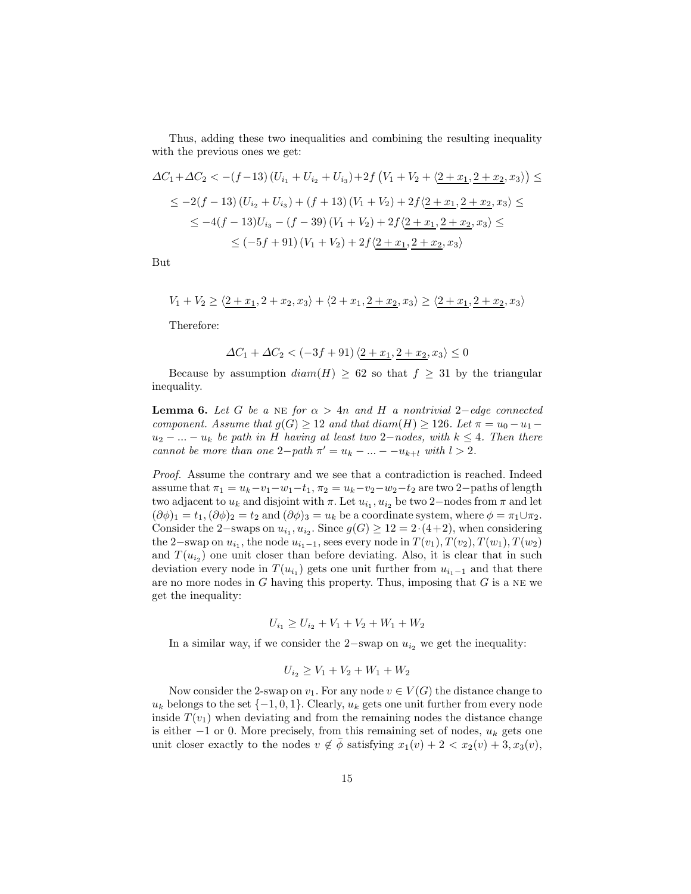Thus, adding these two inequalities and combining the resulting inequality with the previous ones we get:

$$\Delta C_1 + \Delta C_2 < -(f-13)\left(U_{i_1} + U_{i_2} + U_{i_3}\right) + 2f\left(V_1 + V_2 + \langle \underline{2+x_1}, \underline{2+x_2}, x_3 \rangle\right) \leq$$

$$\leq -2(f-13)\left(U_{i_2} + U_{i_3}\right) + (f+13)\left(V_1 + V_2\right) + 2f\langle \underline{2+x_1}, \underline{2+x_2}, x_3 \rangle \leq$$

$$\leq -4(f-13)U_{i_3} - (f-39)\left(V_1 + V_2\right) + 2f\langle \underline{2+x_1}, \underline{2+x_2}, x_3 \rangle \leq$$

$$\leq (-5f+91)\left(V_1 + V_2\right) + 2f\langle \underline{2+x_1}, \underline{2+x_2}, x_3 \rangle$$

But

$$V_1 + V_2 \geq \langle \underline{2+x_1}, 2+x_2, x_3 \rangle + \langle 2+x_1, \underline{2+x_2}, x_3 \rangle \geq \langle \underline{2+x_1}, \underline{2+x_2}, x_3 \rangle$$

Therefore:

$$\Delta C_1 + \Delta C_2 < (-3f+91)\langle \underline{2+x_1}, \underline{2+x_2}, x_3 \rangle \leq 0$$

Because by assumption $diam(H) \geq 62$ so that $f \geq 31$ by the triangular inequality.

**Lemma 6.** *Let $G$ be a* NE *for $\alpha > 4n$ and $H$ a nontrivial $2-$edge connected component. Assume that $g(G) \geq 12$ and that $diam(H) \geq 126$. Let $\pi = u_0 - u_1 - u_2 - ... - u_k$ be path in $H$ having at least two $2-$nodes, with $k \leq 4$. Then there cannot be more than one $2-$path $\pi' = u_k - ... - -u_{k+l}$ with $l > 2$.*

*Proof.* Assume the contrary and we see that a contradiction is reached. Indeed assume that $\pi_1 = u_k - v_1 - w_1 - t_1$, $\pi_2 = u_k - v_2 - w_2 - t_2$ are two $2-$paths of length two adjacent to $u_k$ and disjoint with $\pi$. Let $u_{i_1}, u_{i_2}$ be two $2-$nodes from $\pi$ and let $(\partial\phi)_1 = t_1, (\partial\phi)_2 = t_2$ and $(\partial\phi)_3 = u_k$ be a coordinate system, where $\phi = \pi_1 \cup \pi_2$. Consider the $2-$swaps on $u_{i_1}, u_{i_2}$. Since $g(G) \geq 12 = 2\cdot(4+2)$, when considering the $2-$swap on $u_{i_1}$, the node $u_{i_1 - 1}$, sees every node in $T(v_1), T(v_2), T(w_1), T(w_2)$ and $T(u_{i_2})$ one unit closer than before deviating. Also, it is clear that in such deviation every node in $T(u_{i_1})$ gets one unit further from $u_{i_1 - 1}$ and that there are no more nodes in $G$ having this property. Thus, imposing that $G$ is a NE we get the inequality:

$$U_{i_1} \geq U_{i_2} + V_1 + V_2 + W_1 + W_2$$

In a similar way, if we consider the $2-$swap on $u_{i_2}$ we get the inequality:

$$U_{i_2} \geq V_1 + V_2 + W_1 + W_2$$

Now consider the 2-swap on $v_1$. For any node $v \in V(G)$ the distance change to $u_k$ belongs to the set $\{-1, 0, 1\}$. Clearly, $u_k$ gets one unit further from every node inside $T(v_1)$ when deviating and from the remaining nodes the distance change is either $-1$ or 0. More precisely, from this remaining set of nodes, $u_k$ gets one unit closer exactly to the nodes $v \notin \bar{\phi}$ satisfying $x_1(v) + 2 < x_2(v) + 3, x_3(v)$,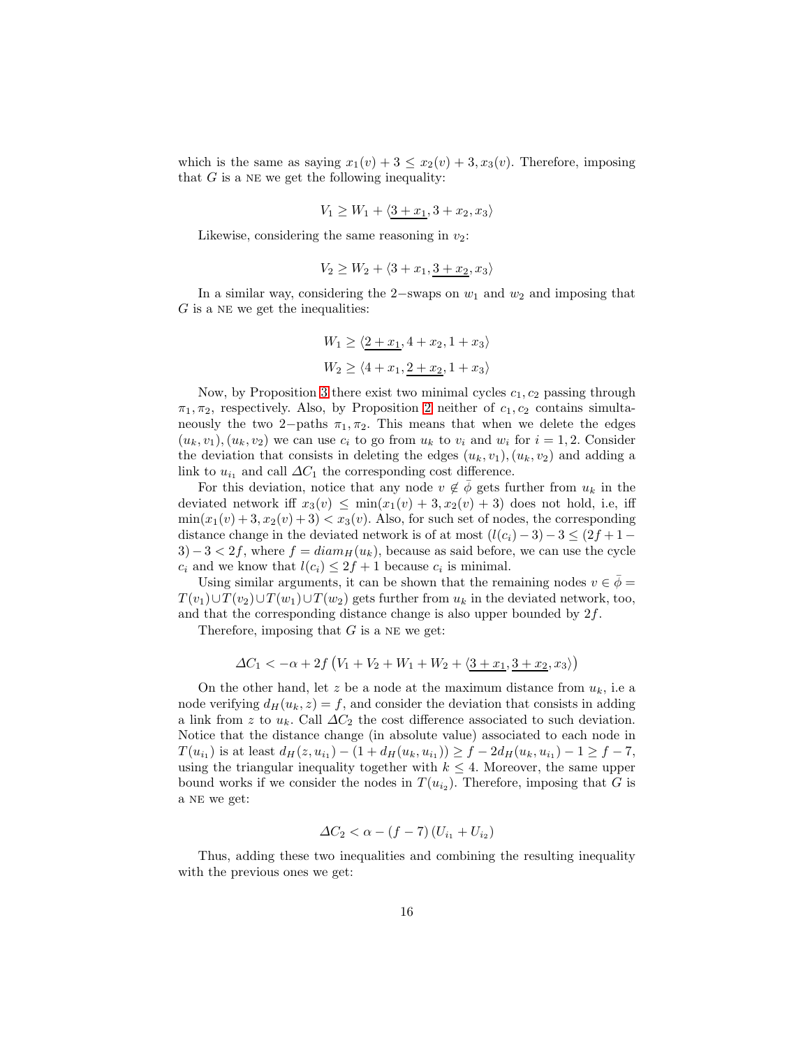which is the same as saying $x_1(v) + 3 \leq x_2(v) + 3, x_3(v)$. Therefore, imposing that $G$ is a NE we get the following inequality:

$$V_1 \geq W_1 + \langle \underline{3 + x_1}, 3 + x_2, x_3 \rangle$$

Likewise, considering the same reasoning in $v_2$:

$$V_2 \geq W_2 + \langle 3 + x_1, \underline{3 + x_2}, x_3 \rangle$$

In a similar way, considering the 2−swaps on $w_1$ and $w_2$ and imposing that $G$ is a NE we get the inequalities:

$$W_1 \geq \langle \underline{2 + x_1}, 4 + x_2, 1 + x_3 \rangle$$

$$W_2 \geq \langle 4 + x_1, \underline{2 + x_2}, 1 + x_3 \rangle$$

Now, by Proposition 3 there exist two minimal cycles $c_1, c_2$ passing through $\pi_1, \pi_2$, respectively. Also, by Proposition 2 neither of $c_1, c_2$ contains simultaneously the two 2−paths $\pi_1, \pi_2$. This means that when we delete the edges $(u_k, v_1), (u_k, v_2)$ we can use $c_i$ to go from $u_k$ to $v_i$ and $w_i$ for $i = 1, 2$. Consider the deviation that consists in deleting the edges $(u_k, v_1), (u_k, v_2)$ and adding a link to $u_{i_1}$ and call $\Delta C_1$ the corresponding cost difference.

For this deviation, notice that any node $v \notin \bar{\phi}$ gets further from $u_k$ in the deviated network iff $x_3(v) \leq \min(x_1(v) + 3, x_2(v) + 3)$ does not hold, i.e, iff $\min(x_1(v)+3, x_2(v)+3) < x_3(v)$. Also, for such set of nodes, the corresponding distance change in the deviated network is of at most $(l(c_i) - 3) - 3 \leq (2f + 1 - 3) - 3 < 2f$, where $f = diam_H(u_k)$, because as said before, we can use the cycle $c_i$ and we know that $l(c_i) \leq 2f + 1$ because $c_i$ is minimal.

Using similar arguments, it can be shown that the remaining nodes $v \in \bar{\phi} = T(v_1) \cup T(v_2) \cup T(w_1) \cup T(w_2)$ gets further from $u_k$ in the deviated network, too, and that the corresponding distance change is also upper bounded by $2f$.

Therefore, imposing that $G$ is a NE we get:

$$\Delta C_1 < -\alpha + 2f \left( V_1 + V_2 + W_1 + W_2 + \langle \underline{3 + x_1}, \underline{3 + x_2}, x_3 \rangle \right)$$

On the other hand, let $z$ be a node at the maximum distance from $u_k$, i.e a node verifying $d_H(u_k, z) = f$, and consider the deviation that consists in adding a link from $z$ to $u_k$. Call $\Delta C_2$ the cost difference associated to such deviation. Notice that the distance change (in absolute value) associated to each node in $T(u_{i_1})$ is at least $d_H(z, u_{i_1}) - (1 + d_H(u_k, u_{i_1})) \geq f - 2d_H(u_k, u_{i_1}) - 1 \geq f - 7$, using the triangular inequality together with $k \leq 4$. Moreover, the same upper bound works if we consider the nodes in $T(u_{i_2})$. Therefore, imposing that $G$ is a NE we get:

$$\Delta C_2 < \alpha - (f - 7) \left( U_{i_1} + U_{i_2} \right)$$

Thus, adding these two inequalities and combining the resulting inequality with the previous ones we get: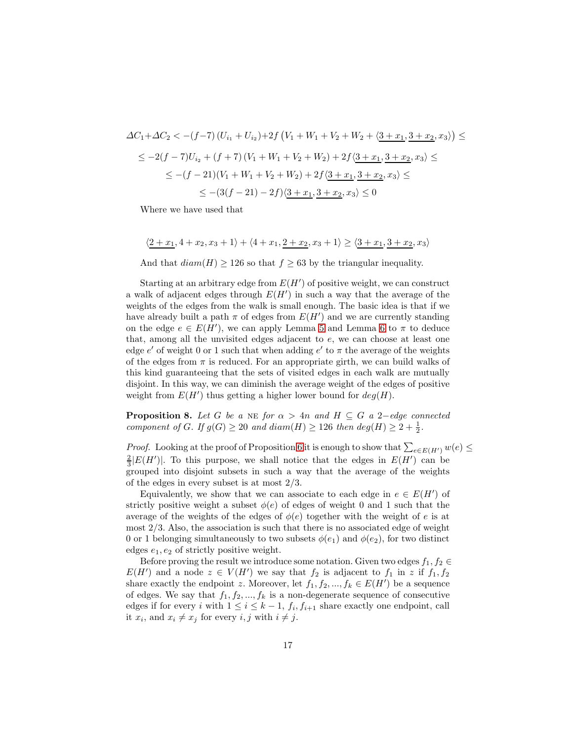$$\Delta C_1 + \Delta C_2 < -(f-7)\left(U_{i_1} + U_{i_2}\right) + 2f\left(V_1 + W_1 + V_2 + W_2 + \langle \underline{3+x_1}, \underline{3+x_2}, x_3\rangle\right) \leq$$

$$\leq -2(f-7)U_{i_2} + (f+7)\left(V_1 + W_1 + V_2 + W_2\right) + 2f\langle \underline{3+x_1}, \underline{3+x_2}, x_3\rangle \leq$$

$$\leq -(f-21)(V_1 + W_1 + V_2 + W_2) + 2f\langle \underline{3+x_1}, \underline{3+x_2}, x_3\rangle \leq$$

$$\leq -(3(f-21) - 2f)\langle \underline{3+x_1}, \underline{3+x_2}, x_3\rangle \leq 0$$

Where we have used that

$$\langle \underline{2+x_1}, 4+x_2, x_3+1\rangle + \langle 4+x_1, \underline{2+x_2}, x_3+1\rangle \geq \langle \underline{3+x_1}, \underline{3+x_2}, x_3\rangle$$

And that $diam(H) \geq 126$ so that $f \geq 63$ by the triangular inequality.

Starting at an arbitrary edge from $E(H')$ of positive weight, we can construct a walk of adjacent edges through $E(H')$ in such a way that the average of the weights of the edges from the walk is small enough. The basic idea is that if we have already built a path $\pi$ of edges from $E(H')$ and we are currently standing on the edge $e \in E(H')$, we can apply Lemma 5 and Lemma 6 to $\pi$ to deduce that, among all the unvisited edges adjacent to $e$, we can choose at least one edge $e'$ of weight 0 or 1 such that when adding $e'$ to $\pi$ the average of the weights of the edges from $\pi$ is reduced. For an appropriate girth, we can build walks of this kind guaranteeing that the sets of visited edges in each walk are mutually disjoint. In this way, we can diminish the average weight of the edges of positive weight from $E(H')$ thus getting a higher lower bound for $deg(H)$.

**Proposition 8.** *Let $G$ be a* NE *for $\alpha > 4n$ and $H \subseteq G$ a $2-$edge connected component of $G$. If $g(G) \geq 20$ and $diam(H) \geq 126$ then $deg(H) \geq 2 + \frac{1}{2}$.*

*Proof.* Looking at the proof of Proposition 6 it is enough to show that $\sum_{e \in E(H')} w(e) \leq \frac{2}{3}|E(H')|$. To this purpose, we shall notice that the edges in $E(H')$ can be grouped into disjoint subsets in such a way that the average of the weights of the edges in every subset is at most $2/3$.

Equivalently, we show that we can associate to each edge in $e \in E(H')$ of strictly positive weight a subset $\phi(e)$ of edges of weight 0 and 1 such that the average of the weights of the edges of $\phi(e)$ together with the weight of $e$ is at most $2/3$. Also, the association is such that there is no associated edge of weight 0 or 1 belonging simultaneously to two subsets $\phi(e_1)$ and $\phi(e_2)$, for two distinct edges $e_1, e_2$ of strictly positive weight.

Before proving the result we introduce some notation. Given two edges $f_1, f_2 \in E(H')$ and a node $z \in V(H')$ we say that $f_2$ is adjacent to $f_1$ in $z$ if $f_1, f_2$ share exactly the endpoint $z$. Moreover, let $f_1, f_2, ..., f_k \in E(H')$ be a sequence of edges. We say that $f_1, f_2, ..., f_k$ is a non-degenerate sequence of consecutive edges if for every $i$ with $1 \leq i \leq k-1$, $f_i, f_{i+1}$ share exactly one endpoint, call it $x_i$, and $x_i \neq x_j$ for every $i, j$ with $i \neq j$.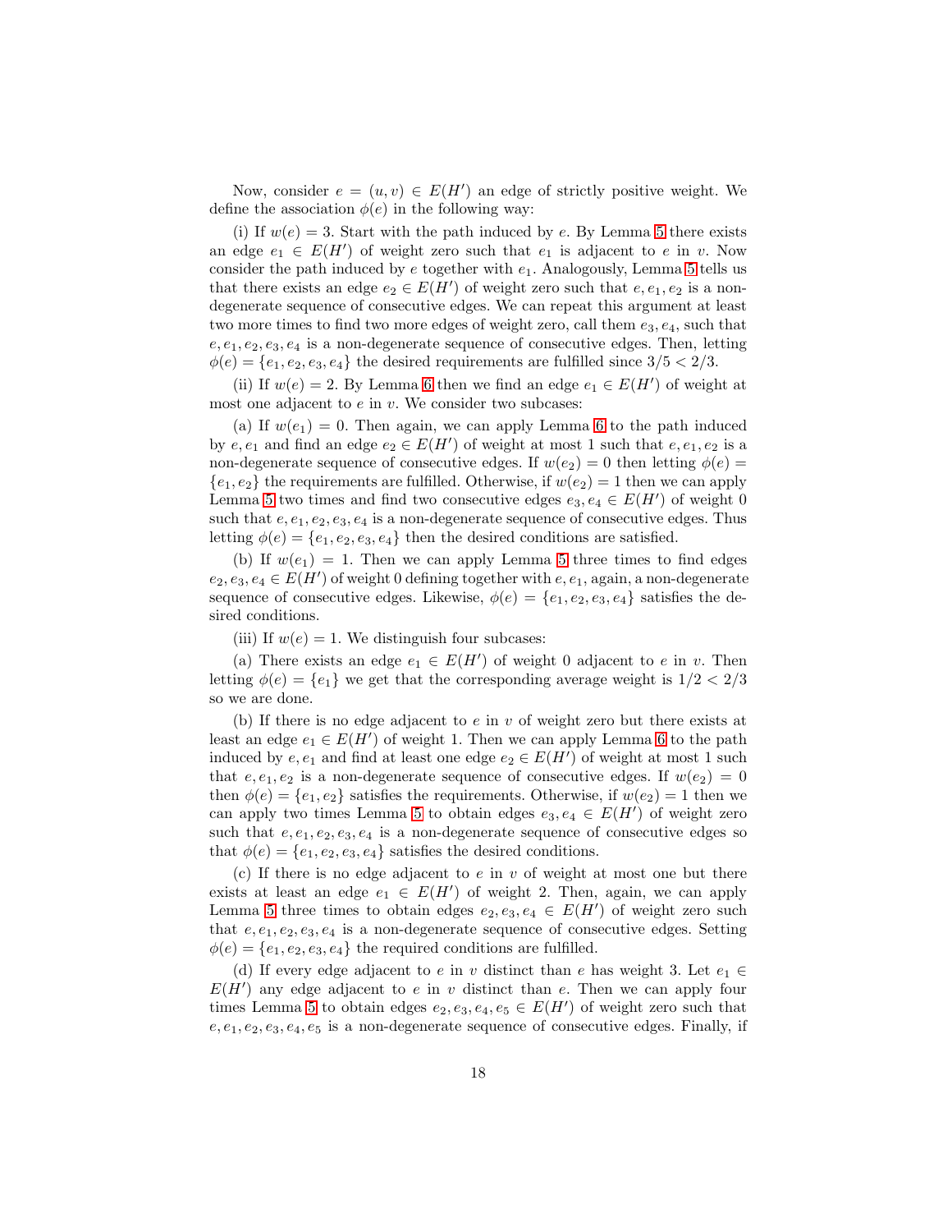Now, consider $e = (u, v) \in E(H')$ an edge of strictly positive weight. We define the association $\phi(e)$ in the following way:

(i) If $w(e) = 3$. Start with the path induced by $e$. By Lemma 5 there exists an edge $e_1 \in E(H')$ of weight zero such that $e_1$ is adjacent to $e$ in $v$. Now consider the path induced by $e$ together with $e_1$. Analogously, Lemma 5 tells us that there exists an edge $e_2 \in E(H')$ of weight zero such that $e, e_1, e_2$ is a non-degenerate sequence of consecutive edges. We can repeat this argument at least two more times to find two more edges of weight zero, call them $e_3, e_4$, such that $e, e_1, e_2, e_3, e_4$ is a non-degenerate sequence of consecutive edges. Then, letting $\phi(e) = \{e_1, e_2, e_3, e_4\}$ the desired requirements are fulfilled since $3/5 < 2/3$.

(ii) If $w(e) = 2$. By Lemma 6 then we find an edge $e_1 \in E(H')$ of weight at most one adjacent to $e$ in $v$. We consider two subcases:

(a) If $w(e_1) = 0$. Then again, we can apply Lemma 6 to the path induced by $e, e_1$ and find an edge $e_2 \in E(H')$ of weight at most 1 such that $e, e_1, e_2$ is a non-degenerate sequence of consecutive edges. If $w(e_2) = 0$ then letting $\phi(e) = \{e_1, e_2\}$ the requirements are fulfilled. Otherwise, if $w(e_2) = 1$ then we can apply Lemma 5 two times and find two consecutive edges $e_3, e_4 \in E(H')$ of weight 0 such that $e, e_1, e_2, e_3, e_4$ is a non-degenerate sequence of consecutive edges. Thus letting $\phi(e) = \{e_1, e_2, e_3, e_4\}$ then the desired conditions are satisfied.

(b) If $w(e_1) = 1$. Then we can apply Lemma 5 three times to find edges $e_2, e_3, e_4 \in E(H')$ of weight 0 defining together with $e, e_1$, again, a non-degenerate sequence of consecutive edges. Likewise, $\phi(e) = \{e_1, e_2, e_3, e_4\}$ satisfies the desired conditions.

(iii) If $w(e) = 1$. We distinguish four subcases:

(a) There exists an edge $e_1 \in E(H')$ of weight 0 adjacent to $e$ in $v$. Then letting $\phi(e) = \{e_1\}$ we get that the corresponding average weight is $1/2 < 2/3$ so we are done.

(b) If there is no edge adjacent to $e$ in $v$ of weight zero but there exists at least an edge $e_1 \in E(H')$ of weight 1. Then we can apply Lemma 6 to the path induced by $e, e_1$ and find at least one edge $e_2 \in E(H')$ of weight at most 1 such that $e, e_1, e_2$ is a non-degenerate sequence of consecutive edges. If $w(e_2) = 0$ then $\phi(e) = \{e_1, e_2\}$ satisfies the requirements. Otherwise, if $w(e_2) = 1$ then we can apply two times Lemma 5 to obtain edges $e_3, e_4 \in E(H')$ of weight zero such that $e, e_1, e_2, e_3, e_4$ is a non-degenerate sequence of consecutive edges so that $\phi(e) = \{e_1, e_2, e_3, e_4\}$ satisfies the desired conditions.

(c) If there is no edge adjacent to $e$ in $v$ of weight at most one but there exists at least an edge $e_1 \in E(H')$ of weight 2. Then, again, we can apply Lemma 5 three times to obtain edges $e_2, e_3, e_4 \in E(H')$ of weight zero such that $e, e_1, e_2, e_3, e_4$ is a non-degenerate sequence of consecutive edges. Setting $\phi(e) = \{e_1, e_2, e_3, e_4\}$ the required conditions are fulfilled.

(d) If every edge adjacent to $e$ in $v$ distinct than $e$ has weight 3. Let $e_1 \in E(H')$ any edge adjacent to $e$ in $v$ distinct than $e$. Then we can apply four times Lemma 5 to obtain edges $e_2, e_3, e_4, e_5 \in E(H')$ of weight zero such that $e, e_1, e_2, e_3, e_4, e_5$ is a non-degenerate sequence of consecutive edges. Finally, if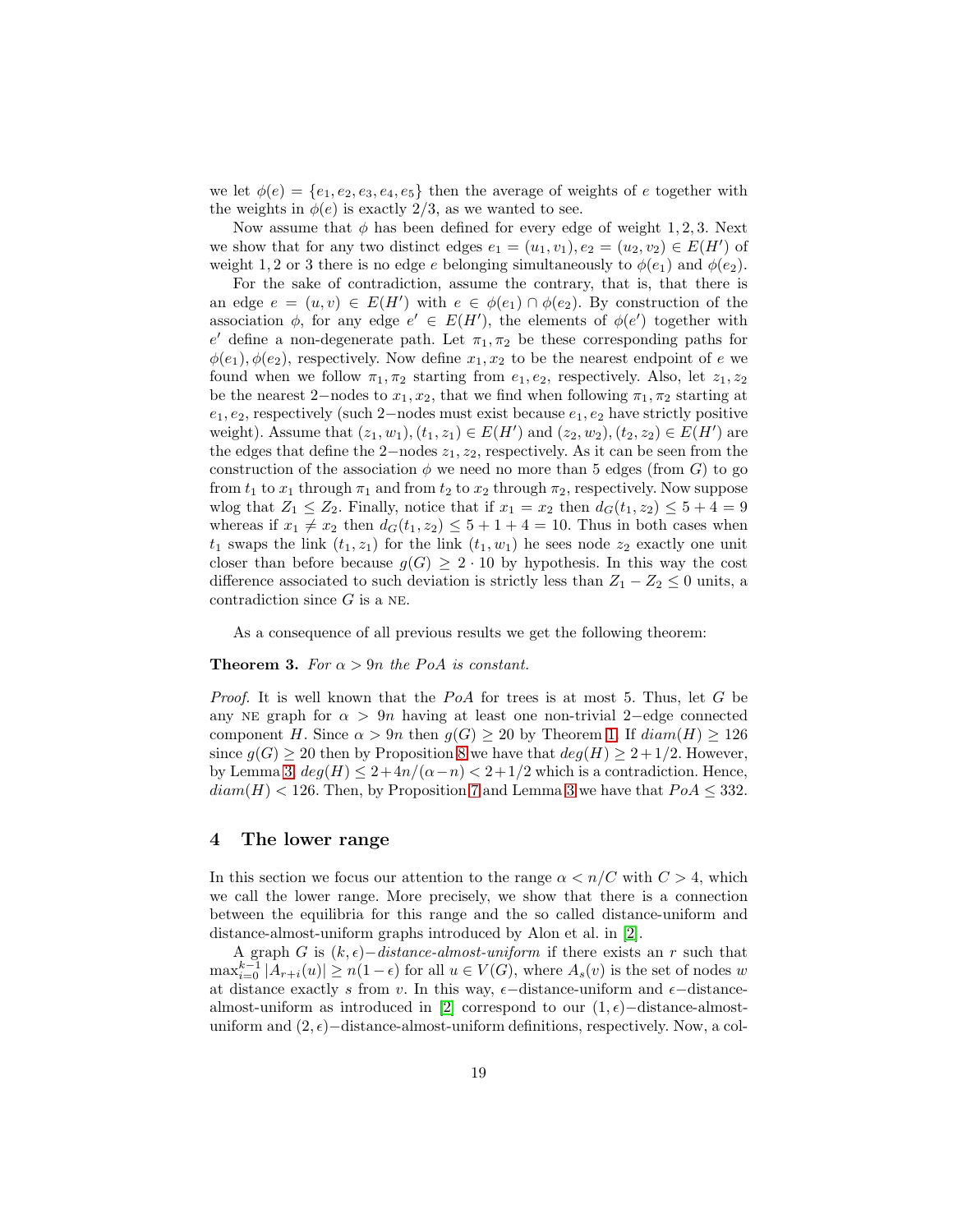we let $\phi(e) = \{e_1, e_2, e_3, e_4, e_5\}$ then the average of weights of $e$ together with the weights in $\phi(e)$ is exactly $2/3$, as we wanted to see.

Now assume that $\phi$ has been defined for every edge of weight $1, 2, 3$. Next we show that for any two distinct edges $e_1 = (u_1, v_1), e_2 = (u_2, v_2) \in E(H')$ of weight $1, 2$ or $3$ there is no edge $e$ belonging simultaneously to $\phi(e_1)$ and $\phi(e_2)$.

For the sake of contradiction, assume the contrary, that is, that there is an edge $e = (u, v) \in E(H')$ with $e \in \phi(e_1) \cap \phi(e_2)$. By construction of the association $\phi$, for any edge $e' \in E(H')$, the elements of $\phi(e')$ together with $e'$ define a non-degenerate path. Let $\pi_1, \pi_2$ be these corresponding paths for $\phi(e_1), \phi(e_2)$, respectively. Now define $x_1, x_2$ to be the nearest endpoint of $e$ we found when we follow $\pi_1, \pi_2$ starting from $e_1, e_2$, respectively. Also, let $z_1, z_2$ be the nearest $2-$nodes to $x_1, x_2$, that we find when following $\pi_1, \pi_2$ starting at $e_1, e_2$, respectively (such $2-$nodes must exist because $e_1, e_2$ have strictly positive weight). Assume that $(z_1, w_1), (t_1, z_1) \in E(H')$ and $(z_2, w_2), (t_2, z_2) \in E(H')$ are the edges that define the $2-$nodes $z_1, z_2$, respectively. As it can be seen from the construction of the association $\phi$ we need no more than 5 edges (from $G$) to go from $t_1$ to $x_1$ through $\pi_1$ and from $t_2$ to $x_2$ through $\pi_2$, respectively. Now suppose wlog that $Z_1 \leq Z_2$. Finally, notice that if $x_1 = x_2$ then $d_G(t_1, z_2) \leq 5 + 4 = 9$ whereas if $x_1 \neq x_2$ then $d_G(t_1, z_2) \leq 5 + 1 + 4 = 10$. Thus in both cases when $t_1$ swaps the link $(t_1, z_1)$ for the link $(t_1, w_1)$ he sees node $z_2$ exactly one unit closer than before because $g(G) \geq 2 \cdot 10$ by hypothesis. In this way the cost difference associated to such deviation is strictly less than $Z_1 - Z_2 \leq 0$ units, a contradiction since $G$ is a NE.

As a consequence of all previous results we get the following theorem:

**Theorem 3.** *For $\alpha > 9n$ the PoA is constant.*

*Proof.* It is well known that the $PoA$ for trees is at most 5. Thus, let $G$ be any NE graph for $\alpha > 9n$ having at least one non-trivial $2-$edge connected component $H$. Since $\alpha > 9n$ then $g(G) \geq 20$ by Theorem 1. If $diam(H) \geq 126$ since $g(G) \geq 20$ then by Proposition 8 we have that $deg(H) \geq 2 + 1/2$. However, by Lemma 3, $deg(H) \leq 2 + 4n/(\alpha - n) < 2 + 1/2$ which is a contradiction. Hence, $diam(H) < 126$. Then, by Proposition 7 and Lemma 3 we have that $PoA \leq 332$.

## 4 The lower range

In this section we focus our attention to the range $\alpha < n/C$ with $C > 4$, which we call the lower range. More precisely, we show that there is a connection between the equilibria for this range and the so called distance-uniform and distance-almost-uniform graphs introduced by Alon et al. in [2].

A graph $G$ is $(k, \epsilon)-$*distance-almost-uniform* if there exists an $r$ such that $\max_{i=0}^{k-1} |A_{r+i}(u)| \geq n(1 - \epsilon)$ for all $u \in V(G)$, where $A_s(v)$ is the set of nodes $w$ at distance exactly $s$ from $v$. In this way, $\epsilon-$distance-uniform and $\epsilon-$distance-almost-uniform as introduced in [2] correspond to our $(1, \epsilon)-$distance-almost-uniform and $(2, \epsilon)-$distance-almost-uniform definitions, respectively. Now, a col-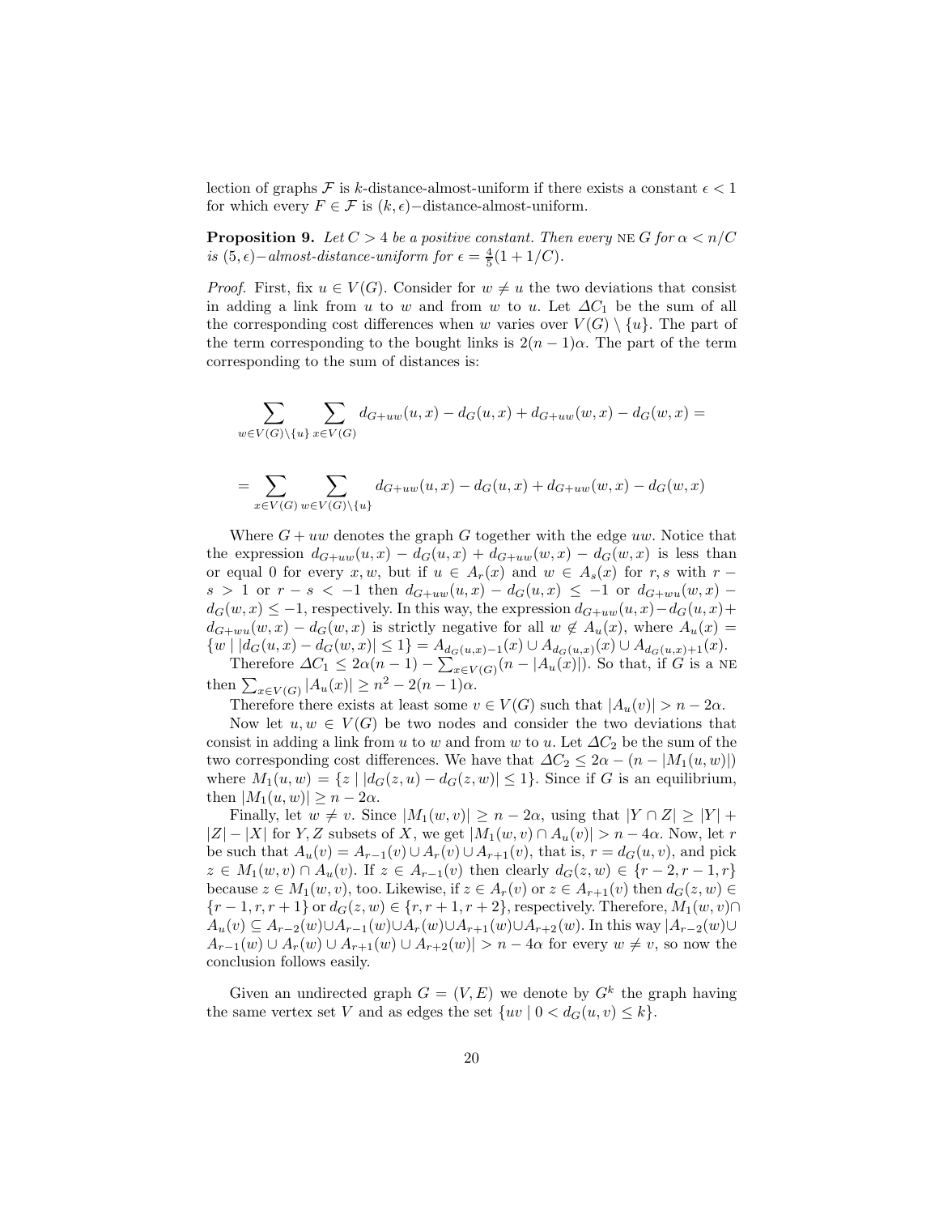lection of graphs $\mathcal{F}$ is $k$-distance-almost-uniform if there exists a constant $\epsilon < 1$ for which every $F \in \mathcal{F}$ is $(k, \epsilon)-$distance-almost-uniform.

**Proposition 9.** *Let $C > 4$ be a positive constant. Then every* NE *$G$ for $\alpha < n/C$ is $(5, \epsilon)-$almost-distance-uniform for $\epsilon = \frac{4}{5}(1 + 1/C)$.*

*Proof.* First, fix $u \in V(G)$. Consider for $w \neq u$ the two deviations that consist in adding a link from $u$ to $w$ and from $w$ to $u$. Let $\Delta C_1$ be the sum of all the corresponding cost differences when $w$ varies over $V(G) \setminus \{u\}$. The part of the term corresponding to the bought links is $2(n-1)\alpha$. The part of the term corresponding to the sum of distances is:

$$\sum_{w \in V(G) \setminus \{u\}} \sum_{x \in V(G)} d_{G+uw}(u,x) - d_G(u,x) + d_{G+uw}(w,x) - d_G(w,x) =$$

$$= \sum_{x \in V(G)} \sum_{w \in V(G) \setminus \{u\}} d_{G+uw}(u,x) - d_G(u,x) + d_{G+uw}(w,x) - d_G(w,x)$$

Where $G + uw$ denotes the graph $G$ together with the edge $uw$. Notice that the expression $d_{G+uw}(u,x) - d_G(u,x) + d_{G+uw}(w,x) - d_G(w,x)$ is less than or equal 0 for every $x, w$, but if $u \in A_r(x)$ and $w \in A_s(x)$ for $r, s$ with $r - s > 1$ or $r - s < -1$ then $d_{G+uw}(u,x) - d_G(u,x) \leq -1$ or $d_{G+wu}(w,x) - d_G(w,x) \leq -1$, respectively. In this way, the expression $d_{G+uw}(u,x) - d_G(u,x) + d_{G+wu}(w,x) - d_G(w,x)$ is strictly negative for all $w \notin A_u(x)$, where $A_u(x) = \{w \mid |d_G(u,x) - d_G(w,x)| \leq 1\} = A_{d_G(u,x)-1}(x) \cup A_{d_G(u,x)}(x) \cup A_{d_G(u,x)+1}(x)$.

Therefore $\Delta C_1 \leq 2\alpha(n-1) - \sum_{x \in V(G)}(n - |A_u(x)|)$. So that, if $G$ is a NE then $\sum_{x \in V(G)} |A_u(x)| \geq n^2 - 2(n-1)\alpha$.

Therefore there exists at least some $v \in V(G)$ such that $|A_u(v)| > n - 2\alpha$.

Now let $u, w \in V(G)$ be two nodes and consider the two deviations that consist in adding a link from $u$ to $w$ and from $w$ to $u$. Let $\Delta C_2$ be the sum of the two corresponding cost differences. We have that $\Delta C_2 \leq 2\alpha - (n - |M_1(u,w)|)$ where $M_1(u,w) = \{z \mid |d_G(z,u) - d_G(z,w)| \leq 1\}$. Since if $G$ is an equilibrium, then $|M_1(u,w)| \geq n - 2\alpha$.

Finally, let $w \neq v$. Since $|M_1(w,v)| \geq n - 2\alpha$, using that $|Y \cap Z| \geq |Y| + |Z| - |X|$ for $Y, Z$ subsets of $X$, we get $|M_1(w,v) \cap A_u(v)| > n - 4\alpha$. Now, let $r$ be such that $A_u(v) = A_{r-1}(v) \cup A_r(v) \cup A_{r+1}(v)$, that is, $r = d_G(u,v)$, and pick $z \in M_1(w,v) \cap A_u(v)$. If $z \in A_{r-1}(v)$ then clearly $d_G(z,w) \in \{r-2, r-1, r\}$ because $z \in M_1(w,v)$, too. Likewise, if $z \in A_r(v)$ or $z \in A_{r+1}(v)$ then $d_G(z,w) \in \{r-1, r, r+1\}$ or $d_G(z,w) \in \{r, r+1, r+2\}$, respectively. Therefore, $M_1(w,v) \cap A_u(v) \subseteq A_{r-2}(w) \cup A_{r-1}(w) \cup A_r(w) \cup A_{r+1}(w) \cup A_{r+2}(w)$. In this way $|A_{r-2}(w) \cup A_{r-1}(w) \cup A_r(w) \cup A_{r+1}(w) \cup A_{r+2}(w)| > n - 4\alpha$ for every $w \neq v$, so now the conclusion follows easily.

Given an undirected graph $G = (V, E)$ we denote by $G^k$ the graph having the same vertex set $V$ and as edges the set $\{uv \mid 0 < d_G(u,v) \leq k\}$.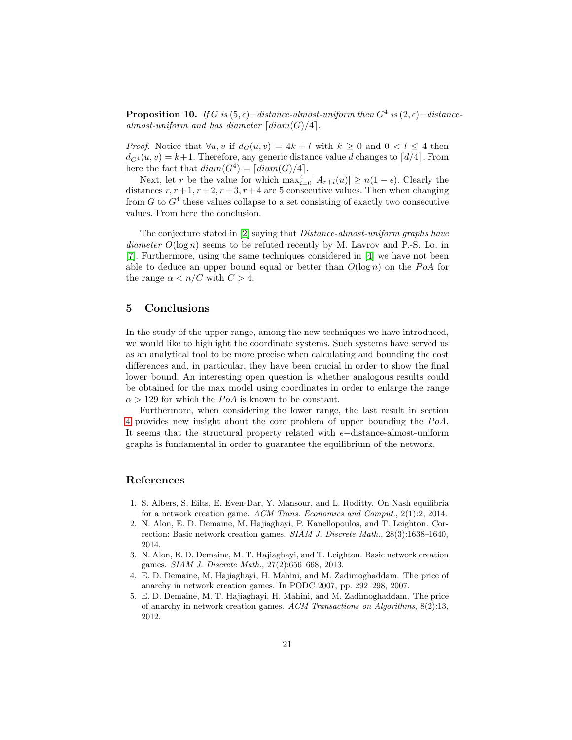**Proposition 10.** *If $G$ is $(5, \epsilon)-$distance-almost-uniform then $G^4$ is $(2, \epsilon)-$distance-almost-uniform and has diameter $\lceil diam(G)/4 \rceil$.*

*Proof.* Notice that $\forall u, v$ if $d_G(u, v) = 4k + l$ with $k \geq 0$ and $0 < l \leq 4$ then $d_{G^4}(u, v) = k+1$. Therefore, any generic distance value $d$ changes to $\lceil d/4 \rceil$. From here the fact that $diam(G^4) = \lceil diam(G)/4 \rceil$.

Next, let $r$ be the value for which $\max_{i=0}^{4} |A_{r+i}(u)| \geq n(1 - \epsilon)$. Clearly the distances $r, r+1, r+2, r+3, r+4$ are 5 consecutive values. Then when changing from $G$ to $G^4$ these values collapse to a set consisting of exactly two consecutive values. From here the conclusion.

The conjecture stated in [2] saying that *Distance-almost-uniform graphs have diameter $O(\log n)$* seems to be refuted recently by M. Lavrov and P.-S. Lo. in [7]. Furthermore, using the same techniques considered in [4] we have not been able to deduce an upper bound equal or better than $O(\log n)$ on the $PoA$ for the range $\alpha < n/C$ with $C > 4$.

## 5 Conclusions

In the study of the upper range, among the new techniques we have introduced, we would like to highlight the coordinate systems. Such systems have served us as an analytical tool to be more precise when calculating and bounding the cost differences and, in particular, they have been crucial in order to show the final lower bound. An interesting open question is whether analogous results could be obtained for the max model using coordinates in order to enlarge the range $\alpha > 129$ for which the $PoA$ is known to be constant.

Furthermore, when considering the lower range, the last result in section 4 provides new insight about the core problem of upper bounding the $PoA$. It seems that the structural property related with $\epsilon-$distance-almost-uniform graphs is fundamental in order to guarantee the equilibrium of the network.

## References

1. S. Albers, S. Eilts, E. Even-Dar, Y. Mansour, and L. Roditty. On Nash equilibria for a network creation game. *ACM Trans. Economics and Comput.*, 2(1):2, 2014.
2. N. Alon, E. D. Demaine, M. Hajiaghayi, P. Kanellopoulos, and T. Leighton. Correction: Basic network creation games. *SIAM J. Discrete Math.*, 28(3):1638–1640, 2014.
3. N. Alon, E. D. Demaine, M. T. Hajiaghayi, and T. Leighton. Basic network creation games. *SIAM J. Discrete Math.*, 27(2):656–668, 2013.
4. E. D. Demaine, M. Hajiaghayi, H. Mahini, and M. Zadimoghaddam. The price of anarchy in network creation games. In PODC 2007, pp. 292–298, 2007.
5. E. D. Demaine, M. T. Hajiaghayi, H. Mahini, and M. Zadimoghaddam. The price of anarchy in network creation games. *ACM Transactions on Algorithms*, 8(2):13, 2012.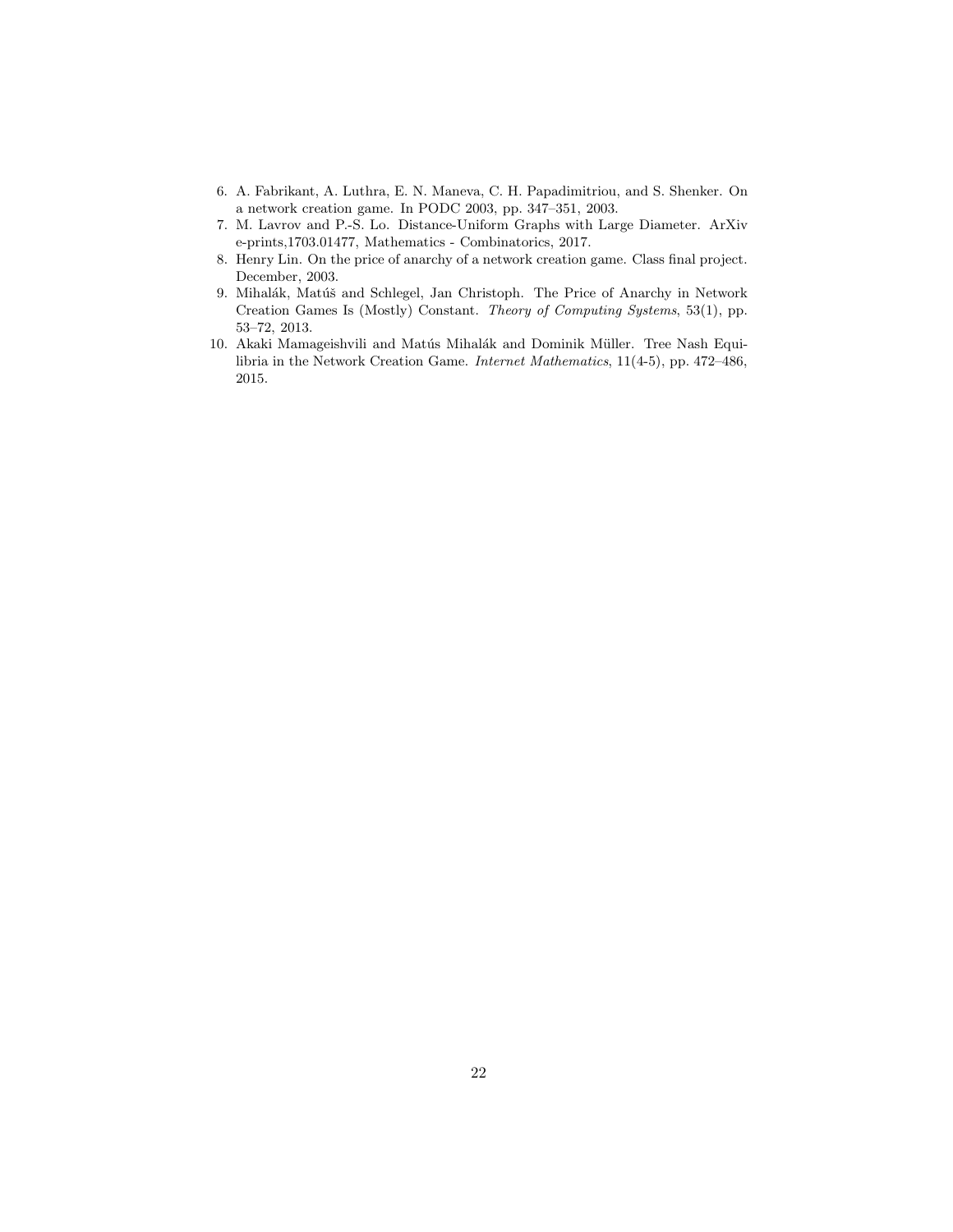6. A. Fabrikant, A. Luthra, E. N. Maneva, C. H. Papadimitriou, and S. Shenker. On a network creation game. In PODC 2003, pp. 347–351, 2003.
7. M. Lavrov and P.-S. Lo. Distance-Uniform Graphs with Large Diameter. ArXiv e-prints,1703.01477, Mathematics - Combinatorics, 2017.
8. Henry Lin. On the price of anarchy of a network creation game. Class final project. December, 2003.
9. Mihalák, Matúš and Schlegel, Jan Christoph. The Price of Anarchy in Network Creation Games Is (Mostly) Constant. *Theory of Computing Systems*, 53(1), pp. 53–72, 2013.
10. Akaki Mamageishvili and Matús Mihalák and Dominik Müller. Tree Nash Equilibria in the Network Creation Game. *Internet Mathematics*, 11(4-5), pp. 472–486, 2015.